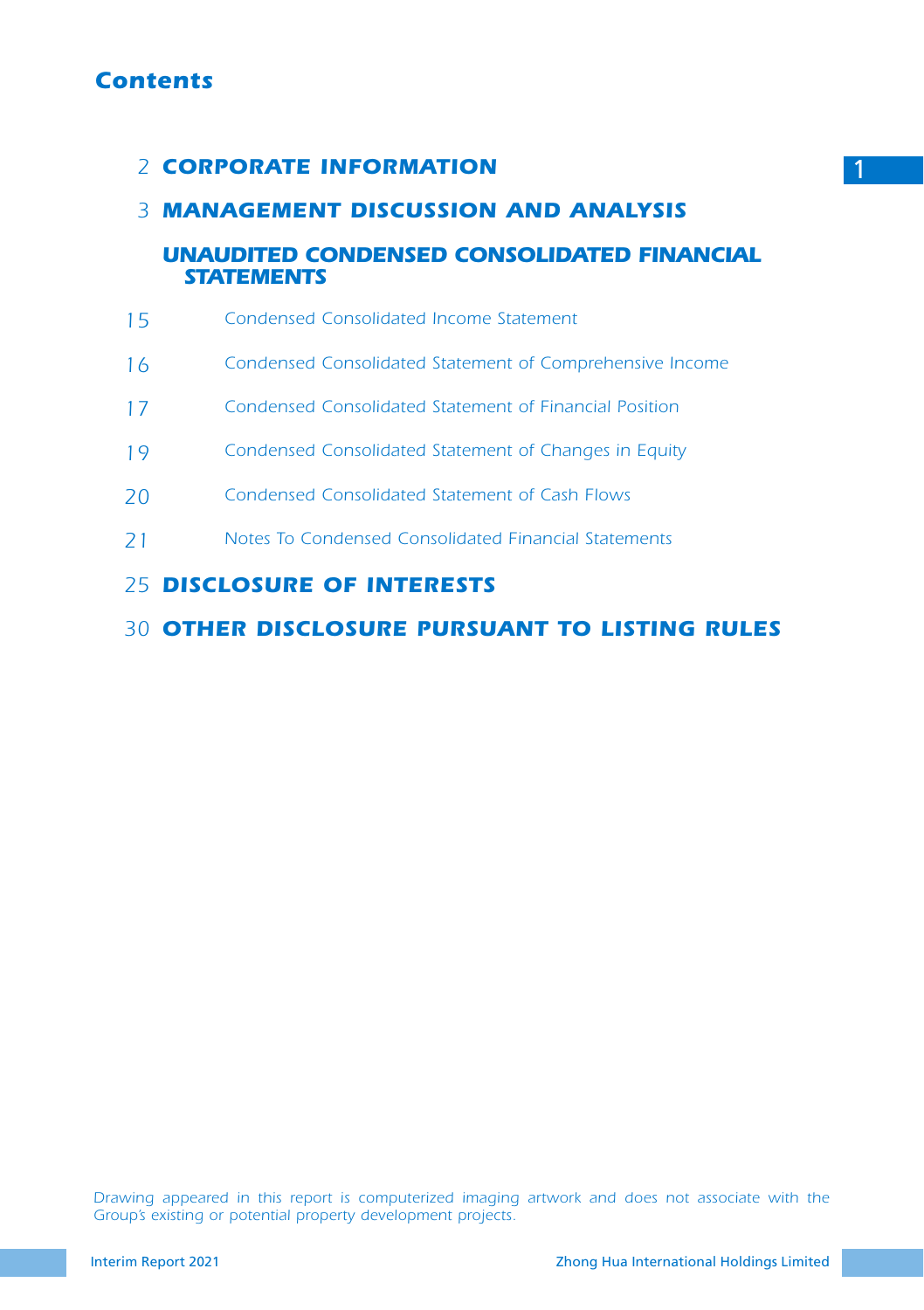# Contents

| | |
|---|---|
| 2 | **CORPORATE INFORMATION** |
| 3 | **MANAGEMENT DISCUSSION AND ANALYSIS** |
| | **UNAUDITED CONDENSED CONSOLIDATED FINANCIAL STATEMENTS** |
| 15 | *Condensed Consolidated Income Statement* |
| 16 | *Condensed Consolidated Statement of Comprehensive Income* |
| 17 | *Condensed Consolidated Statement of Financial Position* |
| 19 | *Condensed Consolidated Statement of Changes in Equity* |
| 20 | *Condensed Consolidated Statement of Cash Flows* |
| 21 | *Notes To Condensed Consolidated Financial Statements* |
| 25 | **DISCLOSURE OF INTERESTS** |
| 30 | **OTHER DISCLOSURE PURSUANT TO LISTING RULES** |

*Drawing appeared in this report is computerized imaging artwork and does not associate with the Group's existing or potential property development projects.*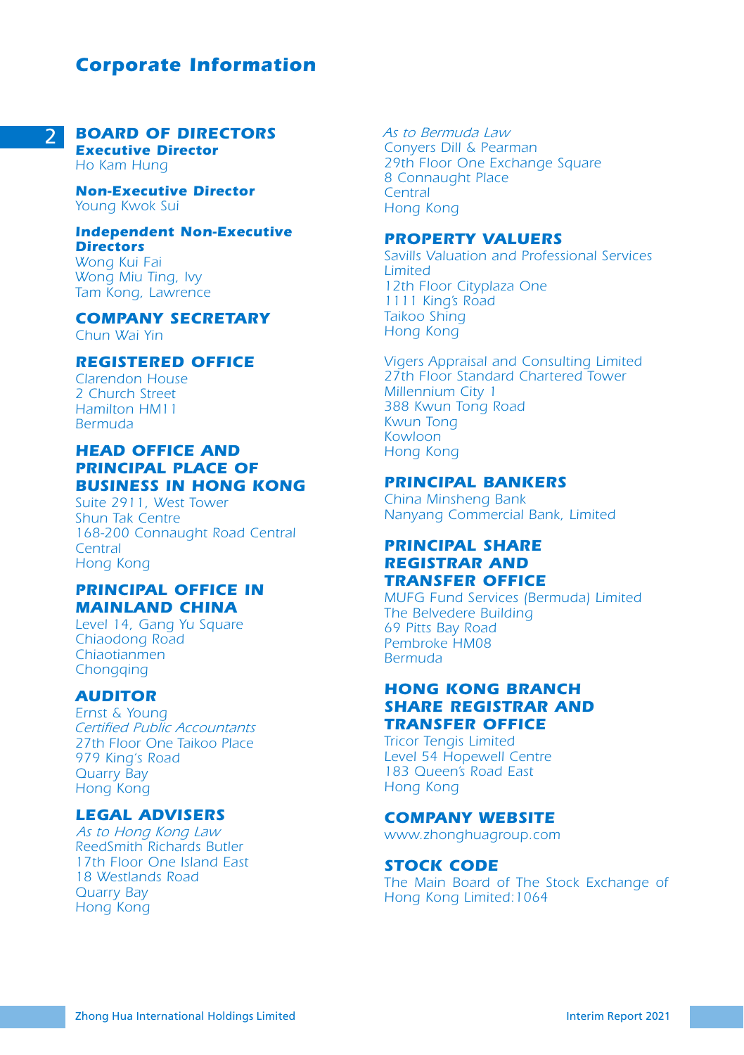# Corporate Information

## BOARD OF DIRECTORS

**Executive Director**
Ho Kam Hung

**Non-Executive Director**
Young Kwok Sui

**Independent Non-Executive Directors**
Wong Kui Fai
Wong Miu Ting, Ivy
Tam Kong, Lawrence

## COMPANY SECRETARY

Chun Wai Yin

## REGISTERED OFFICE

Clarendon House
2 Church Street
Hamilton HM11
Bermuda

## HEAD OFFICE AND PRINCIPAL PLACE OF BUSINESS IN HONG KONG

Suite 2911, West Tower
Shun Tak Centre
168-200 Connaught Road Central
Central
Hong Kong

## PRINCIPAL OFFICE IN MAINLAND CHINA

Level 14, Gang Yu Square
Chiaodong Road
Chiaotianmen
Chongqing

## AUDITOR

Ernst & Young
*Certified Public Accountants*
27th Floor One Taikoo Place
979 King's Road
Quarry Bay
Hong Kong

## LEGAL ADVISERS

*As to Hong Kong Law*
ReedSmith Richards Butler
17th Floor One Island East
18 Westlands Road
Quarry Bay
Hong Kong

*As to Bermuda Law*
Conyers Dill & Pearman
29th Floor One Exchange Square
8 Connaught Place
Central
Hong Kong

## PROPERTY VALUERS

Savills Valuation and Professional Services Limited
12th Floor Cityplaza One
1111 King's Road
Taikoo Shing
Hong Kong

Vigers Appraisal and Consulting Limited
27th Floor Standard Chartered Tower
Millennium City 1
388 Kwun Tong Road
Kwun Tong
Kowloon
Hong Kong

## PRINCIPAL BANKERS

China Minsheng Bank
Nanyang Commercial Bank, Limited

## PRINCIPAL SHARE REGISTRAR AND TRANSFER OFFICE

MUFG Fund Services (Bermuda) Limited
The Belvedere Building
69 Pitts Bay Road
Pembroke HM08
Bermuda

## HONG KONG BRANCH SHARE REGISTRAR AND TRANSFER OFFICE

Tricor Tengis Limited
Level 54 Hopewell Centre
183 Queen's Road East
Hong Kong

## COMPANY WEBSITE

www.zhonghuagroup.com

## STOCK CODE

The Main Board of The Stock Exchange of Hong Kong Limited:1064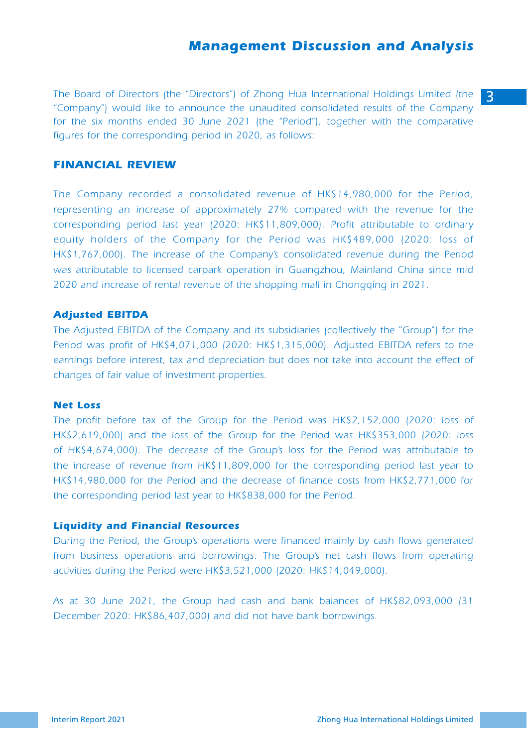# Management Discussion and Analysis

The Board of Directors (the "Directors") of Zhong Hua International Holdings Limited (the "Company") would like to announce the unaudited consolidated results of the Company for the six months ended 30 June 2021 (the "Period"), together with the comparative figures for the corresponding period in 2020, as follows:

## FINANCIAL REVIEW

The Company recorded a consolidated revenue of HK$14,980,000 for the Period, representing an increase of approximately 27% compared with the revenue for the corresponding period last year (2020: HK$11,809,000). Profit attributable to ordinary equity holders of the Company for the Period was HK$489,000 (2020: loss of HK$1,767,000). The increase of the Company's consolidated revenue during the Period was attributable to licensed carpark operation in Guangzhou, Mainland China since mid 2020 and increase of rental revenue of the shopping mall in Chongqing in 2021.

### Adjusted EBITDA

The Adjusted EBITDA of the Company and its subsidiaries (collectively the "Group") for the Period was profit of HK$4,071,000 (2020: HK$1,315,000). Adjusted EBITDA refers to the earnings before interest, tax and depreciation but does not take into account the effect of changes of fair value of investment properties.

### Net Loss

The profit before tax of the Group for the Period was HK$2,152,000 (2020: loss of HK$2,619,000) and the loss of the Group for the Period was HK$353,000 (2020: loss of HK$4,674,000). The decrease of the Group's loss for the Period was attributable to the increase of revenue from HK$11,809,000 for the corresponding period last year to HK$14,980,000 for the Period and the decrease of finance costs from HK$2,771,000 for the corresponding period last year to HK$838,000 for the Period.

### Liquidity and Financial Resources

During the Period, the Group's operations were financed mainly by cash flows generated from business operations and borrowings. The Group's net cash flows from operating activities during the Period were HK$3,521,000 (2020: HK$14,049,000).

As at 30 June 2021, the Group had cash and bank balances of HK$82,093,000 (31 December 2020: HK$86,407,000) and did not have bank borrowings.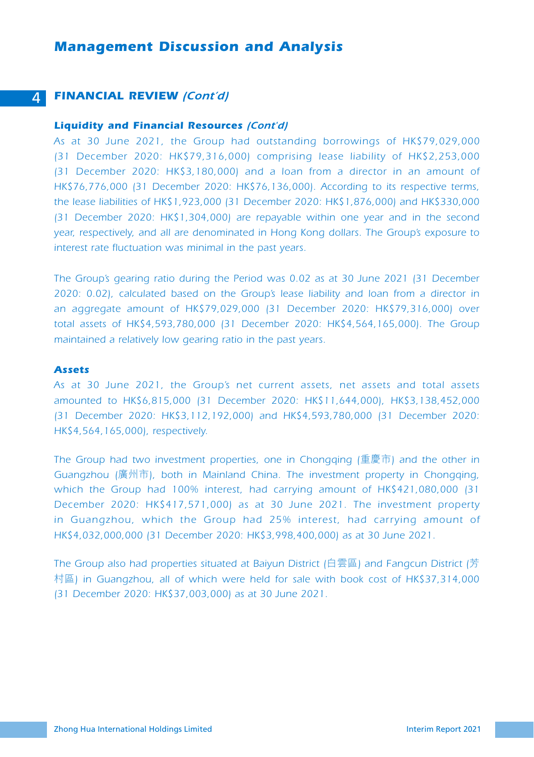## 4 FINANCIAL REVIEW *(Cont'd)*

### Liquidity and Financial Resources *(Cont'd)*

*As at 30 June 2021, the Group had outstanding borrowings of HK$79,029,000 (31 December 2020: HK$79,316,000) comprising lease liability of HK$2,253,000 (31 December 2020: HK$3,180,000) and a loan from a director in an amount of HK$76,776,000 (31 December 2020: HK$76,136,000). According to its respective terms, the lease liabilities of HK$1,923,000 (31 December 2020: HK$1,876,000) and HK$330,000 (31 December 2020: HK$1,304,000) are repayable within one year and in the second year, respectively, and all are denominated in Hong Kong dollars. The Group's exposure to interest rate fluctuation was minimal in the past years.*

*The Group's gearing ratio during the Period was 0.02 as at 30 June 2021 (31 December 2020: 0.02), calculated based on the Group's lease liability and loan from a director in an aggregate amount of HK$79,029,000 (31 December 2020: HK$79,316,000) over total assets of HK$4,593,780,000 (31 December 2020: HK$4,564,165,000). The Group maintained a relatively low gearing ratio in the past years.*

### Assets

*As at 30 June 2021, the Group's net current assets, net assets and total assets amounted to HK$6,815,000 (31 December 2020: HK$11,644,000), HK$3,138,452,000 (31 December 2020: HK$3,112,192,000) and HK$4,593,780,000 (31 December 2020: HK$4,564,165,000), respectively.*

*The Group had two investment properties, one in Chongqing (重慶市) and the other in Guangzhou (廣州市), both in Mainland China. The investment property in Chongqing, which the Group had 100% interest, had carrying amount of HK$421,080,000 (31 December 2020: HK$417,571,000) as at 30 June 2021. The investment property in Guangzhou, which the Group had 25% interest, had carrying amount of HK$4,032,000,000 (31 December 2020: HK$3,998,400,000) as at 30 June 2021.*

*The Group also had properties situated at Baiyun District (白雲區) and Fangcun District (芳村區) in Guangzhou, all of which were held for sale with book cost of HK$37,314,000 (31 December 2020: HK$37,003,000) as at 30 June 2021.*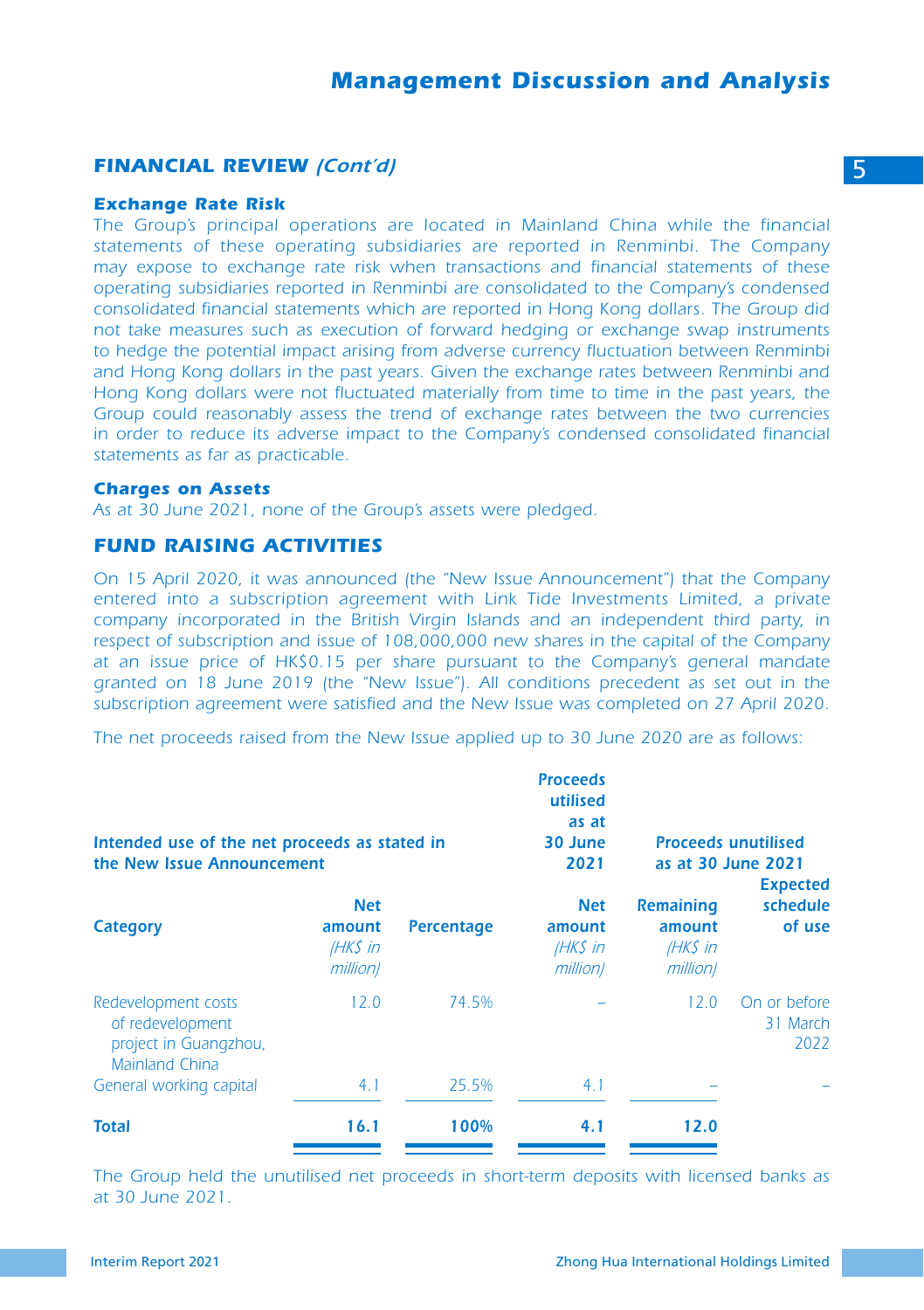# Management Discussion and Analysis

## FINANCIAL REVIEW *(Cont'd)*

### Exchange Rate Risk

The Group's principal operations are located in Mainland China while the financial statements of these operating subsidiaries are reported in Renminbi. The Company may expose to exchange rate risk when transactions and financial statements of these operating subsidiaries reported in Renminbi are consolidated to the Company's condensed consolidated financial statements which are reported in Hong Kong dollars. The Group did not take measures such as execution of forward hedging or exchange swap instruments to hedge the potential impact arising from adverse currency fluctuation between Renminbi and Hong Kong dollars in the past years. Given the exchange rates between Renminbi and Hong Kong dollars were not fluctuated materially from time to time in the past years, the Group could reasonably assess the trend of exchange rates between the two currencies in order to reduce its adverse impact to the Company's condensed consolidated financial statements as far as practicable.

### Charges on Assets

As at 30 June 2021, none of the Group's assets were pledged.

## FUND RAISING ACTIVITIES

On 15 April 2020, it was announced (the "New Issue Announcement") that the Company entered into a subscription agreement with Link Tide Investments Limited, a private company incorporated in the British Virgin Islands and an independent third party, in respect of subscription and issue of 108,000,000 new shares in the capital of the Company at an issue price of HK$0.15 per share pursuant to the Company's general mandate granted on 18 June 2019 (the "New Issue"). All conditions precedent as set out in the subscription agreement were satisfied and the New Issue was completed on 27 April 2020.

The net proceeds raised from the New Issue applied up to 30 June 2020 are as follows:

| Intended use of the net proceeds as stated in the New Issue Announcement | | | Proceeds utilised as at 30 June 2021 | Proceeds unutilised as at 30 June 2021 | |
|---|---|---|---|---|---|
| **Category** | **Net amount** *(HK$ in million)* | **Percentage** | **Net amount** *(HK$ in million)* | **Remaining amount** *(HK$ in million)* | **Expected schedule of use** |
| Redevelopment costs of redevelopment project in Guangzhou, Mainland China | 12.0 | 74.5% | – | 12.0 | On or before 31 March 2022 |
| General working capital | 4.1 | 25.5% | 4.1 | – | – |
| **Total** | **16.1** | **100%** | **4.1** | **12.0** | |

The Group held the unutilised net proceeds in short-term deposits with licensed banks as at 30 June 2021.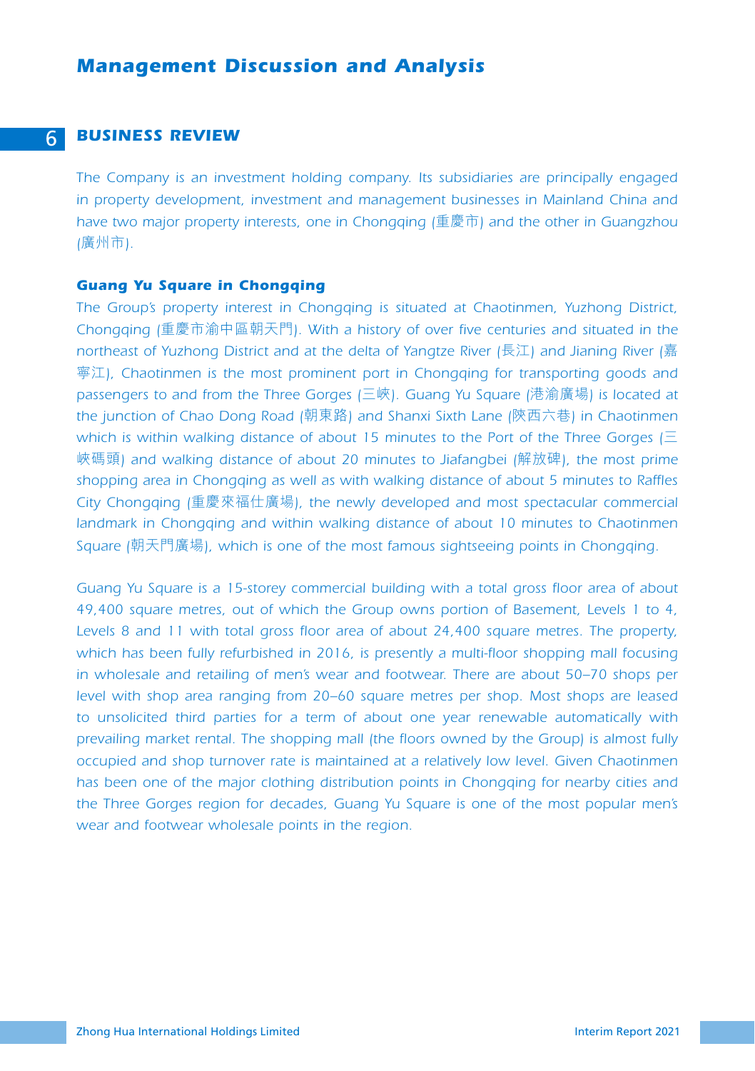## BUSINESS REVIEW

The Company is an investment holding company. Its subsidiaries are principally engaged in property development, investment and management businesses in Mainland China and have two major property interests, one in Chongqing (重慶市) and the other in Guangzhou (廣州市).

### Guang Yu Square in Chongqing

The Group's property interest in Chongqing is situated at Chaotinmen, Yuzhong District, Chongqing (重慶市渝中區朝天門). With a history of over five centuries and situated in the northeast of Yuzhong District and at the delta of Yangtze River (長江) and Jianing River (嘉寧江), Chaotinmen is the most prominent port in Chongqing for transporting goods and passengers to and from the Three Gorges (三峽). Guang Yu Square (港渝廣場) is located at the junction of Chao Dong Road (朝東路) and Shanxi Sixth Lane (陝西六巷) in Chaotinmen which is within walking distance of about 15 minutes to the Port of the Three Gorges (三峽碼頭) and walking distance of about 20 minutes to Jiafangbei (解放碑), the most prime shopping area in Chongqing as well as with walking distance of about 5 minutes to Raffles City Chongqing (重慶來福仕廣場), the newly developed and most spectacular commercial landmark in Chongqing and within walking distance of about 10 minutes to Chaotinmen Square (朝天門廣場), which is one of the most famous sightseeing points in Chongqing.

Guang Yu Square is a 15-storey commercial building with a total gross floor area of about 49,400 square metres, out of which the Group owns portion of Basement, Levels 1 to 4, Levels 8 and 11 with total gross floor area of about 24,400 square metres. The property, which has been fully refurbished in 2016, is presently a multi-floor shopping mall focusing in wholesale and retailing of men's wear and footwear. There are about 50–70 shops per level with shop area ranging from 20–60 square metres per shop. Most shops are leased to unsolicited third parties for a term of about one year renewable automatically with prevailing market rental. The shopping mall (the floors owned by the Group) is almost fully occupied and shop turnover rate is maintained at a relatively low level. Given Chaotinmen has been one of the major clothing distribution points in Chongqing for nearby cities and the Three Gorges region for decades, Guang Yu Square is one of the most popular men's wear and footwear wholesale points in the region.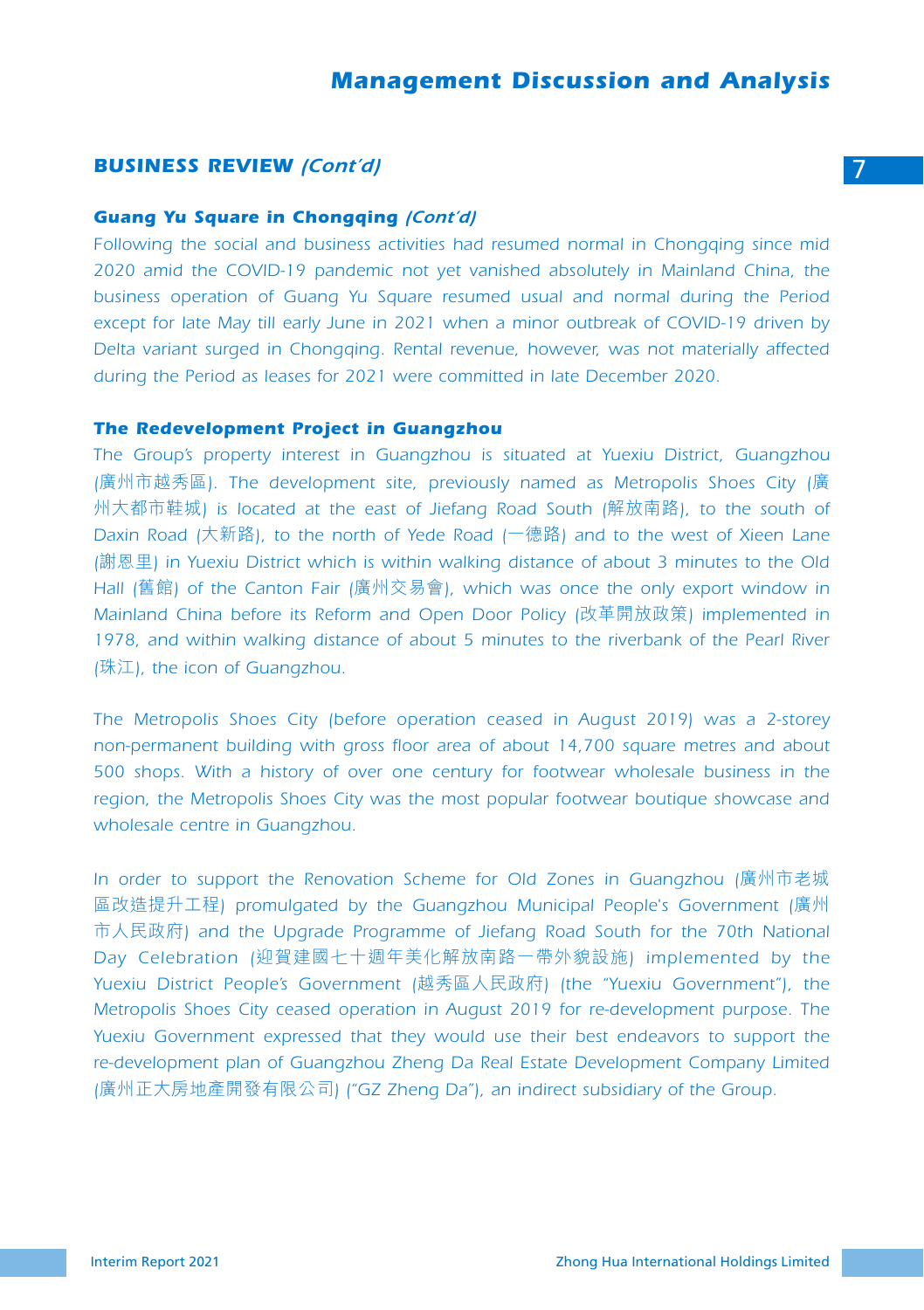## BUSINESS REVIEW *(Cont'd)*

### Guang Yu Square in Chongqing *(Cont'd)*

*Following the social and business activities had resumed normal in Chongqing since mid 2020 amid the COVID-19 pandemic not yet vanished absolutely in Mainland China, the business operation of Guang Yu Square resumed usual and normal during the Period except for late May till early June in 2021 when a minor outbreak of COVID-19 driven by Delta variant surged in Chongqing. Rental revenue, however, was not materially affected during the Period as leases for 2021 were committed in late December 2020.*

### The Redevelopment Project in Guangzhou

The Group's property interest in Guangzhou is situated at Yuexiu District, Guangzhou (廣州市越秀區). The development site, previously named as Metropolis Shoes City (廣州大都市鞋城) is located at the east of Jiefang Road South (解放南路), to the south of Daxin Road (大新路), to the north of Yede Road (一德路) and to the west of Xieen Lane (謝恩里) in Yuexiu District which is within walking distance of about 3 minutes to the Old Hall (舊館) of the Canton Fair (廣州交易會), which was once the only export window in Mainland China before its Reform and Open Door Policy (改革開放政策) implemented in 1978, and within walking distance of about 5 minutes to the riverbank of the Pearl River (珠江), the icon of Guangzhou.

The Metropolis Shoes City (before operation ceased in August 2019) was a 2-storey non-permanent building with gross floor area of about 14,700 square metres and about 500 shops. With a history of over one century for footwear wholesale business in the region, the Metropolis Shoes City was the most popular footwear boutique showcase and wholesale centre in Guangzhou.

In order to support the Renovation Scheme for Old Zones in Guangzhou (廣州市老城區改造提升工程) promulgated by the Guangzhou Municipal People's Government (廣州市人民政府) and the Upgrade Programme of Jiefang Road South for the 70th National Day Celebration (迎賀建國七十週年美化解放南路一帶外貌設施) implemented by the Yuexiu District People's Government (越秀區人民政府) (the "Yuexiu Government"), the Metropolis Shoes City ceased operation in August 2019 for re-development purpose. The Yuexiu Government expressed that they would use their best endeavors to support the re-development plan of Guangzhou Zheng Da Real Estate Development Company Limited (廣州正大房地產開發有限公司) ("GZ Zheng Da"), an indirect subsidiary of the Group.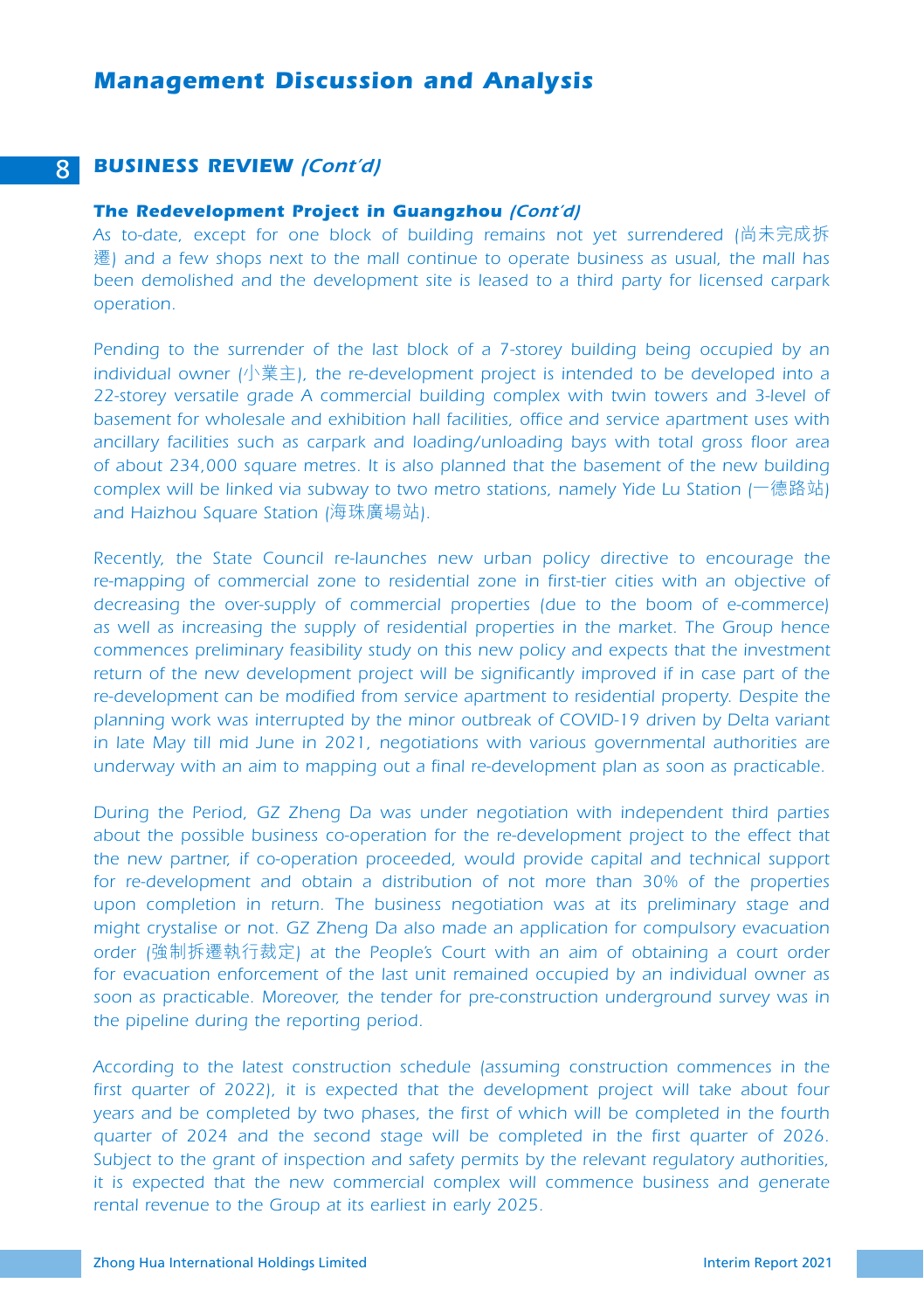## BUSINESS REVIEW *(Cont'd)*

### The Redevelopment Project in Guangzhou *(Cont'd)*

As to-date, except for one block of building remains not yet surrendered (尚未完成拆遷) and a few shops next to the mall continue to operate business as usual, the mall has been demolished and the development site is leased to a third party for licensed carpark operation.

Pending to the surrender of the last block of a 7-storey building being occupied by an individual owner (小業主), the re-development project is intended to be developed into a 22-storey versatile grade A commercial building complex with twin towers and 3-level of basement for wholesale and exhibition hall facilities, office and service apartment uses with ancillary facilities such as carpark and loading/unloading bays with total gross floor area of about 234,000 square metres. It is also planned that the basement of the new building complex will be linked via subway to two metro stations, namely Yide Lu Station (一德路站) and Haizhou Square Station (海珠廣場站).

Recently, the State Council re-launches new urban policy directive to encourage the re-mapping of commercial zone to residential zone in first-tier cities with an objective of decreasing the over-supply of commercial properties (due to the boom of e-commerce) as well as increasing the supply of residential properties in the market. The Group hence commences preliminary feasibility study on this new policy and expects that the investment return of the new development project will be significantly improved if in case part of the re-development can be modified from service apartment to residential property. Despite the planning work was interrupted by the minor outbreak of COVID-19 driven by Delta variant in late May till mid June in 2021, negotiations with various governmental authorities are underway with an aim to mapping out a final re-development plan as soon as practicable.

During the Period, GZ Zheng Da was under negotiation with independent third parties about the possible business co-operation for the re-development project to the effect that the new partner, if co-operation proceeded, would provide capital and technical support for re-development and obtain a distribution of not more than 30% of the properties upon completion in return. The business negotiation was at its preliminary stage and might crystalise or not. GZ Zheng Da also made an application for compulsory evacuation order (強制拆遷執行裁定) at the People's Court with an aim of obtaining a court order for evacuation enforcement of the last unit remained occupied by an individual owner as soon as practicable. Moreover, the tender for pre-construction underground survey was in the pipeline during the reporting period.

According to the latest construction schedule (assuming construction commences in the first quarter of 2022), it is expected that the development project will take about four years and be completed by two phases, the first of which will be completed in the fourth quarter of 2024 and the second stage will be completed in the first quarter of 2026. Subject to the grant of inspection and safety permits by the relevant regulatory authorities, it is expected that the new commercial complex will commence business and generate rental revenue to the Group at its earliest in early 2025.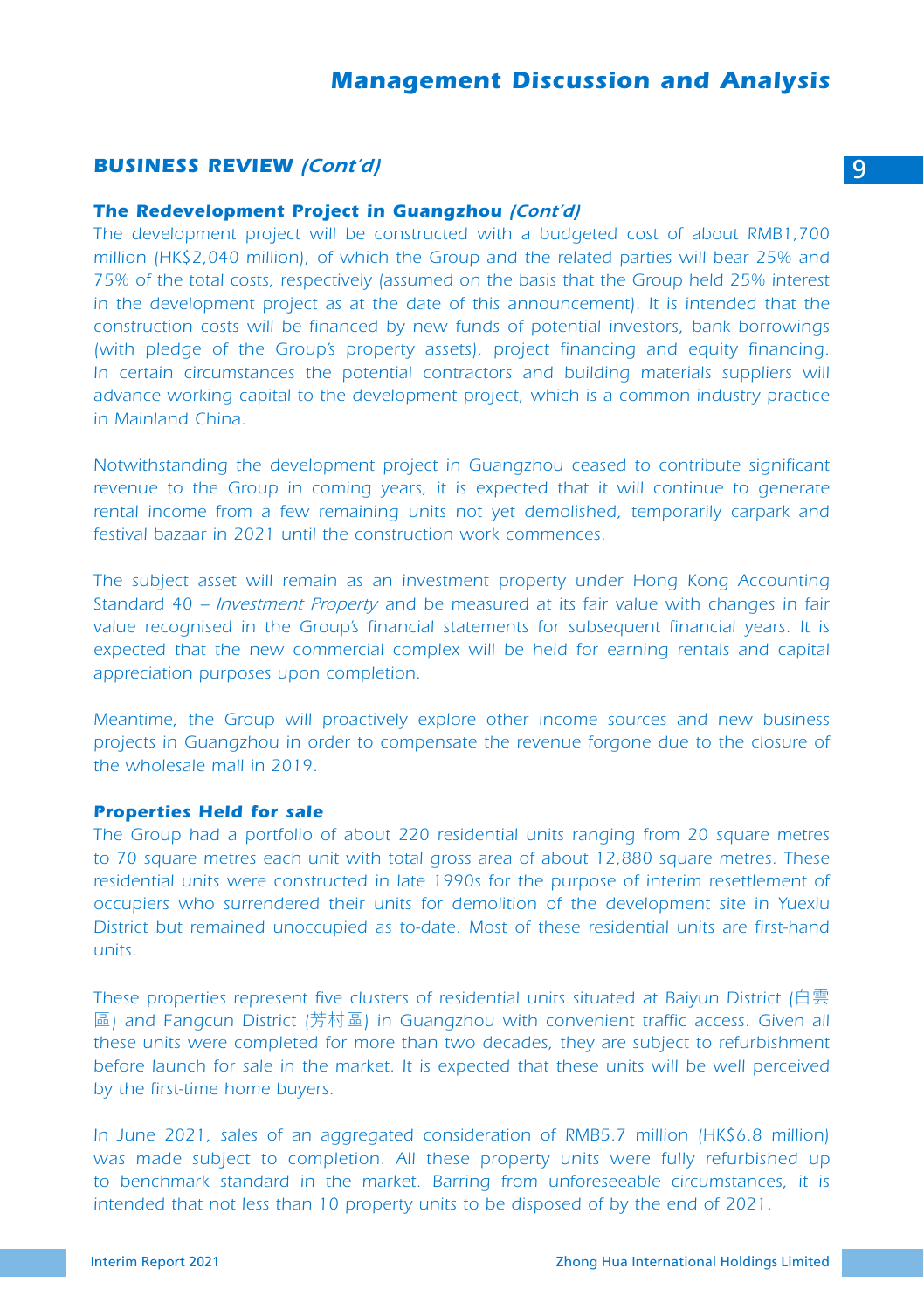## BUSINESS REVIEW *(Cont'd)*

### The Redevelopment Project in Guangzhou *(Cont'd)*

The development project will be constructed with a budgeted cost of about RMB1,700 million (HK$2,040 million), of which the Group and the related parties will bear 25% and 75% of the total costs, respectively (assumed on the basis that the Group held 25% interest in the development project as at the date of this announcement). It is intended that the construction costs will be financed by new funds of potential investors, bank borrowings (with pledge of the Group's property assets), project financing and equity financing. In certain circumstances the potential contractors and building materials suppliers will advance working capital to the development project, which is a common industry practice in Mainland China.

Notwithstanding the development project in Guangzhou ceased to contribute significant revenue to the Group in coming years, it is expected that it will continue to generate rental income from a few remaining units not yet demolished, temporarily carpark and festival bazaar in 2021 until the construction work commences.

The subject asset will remain as an investment property under Hong Kong Accounting Standard 40 – *Investment Property* and be measured at its fair value with changes in fair value recognised in the Group's financial statements for subsequent financial years. It is expected that the new commercial complex will be held for earning rentals and capital appreciation purposes upon completion.

Meantime, the Group will proactively explore other income sources and new business projects in Guangzhou in order to compensate the revenue forgone due to the closure of the wholesale mall in 2019.

### Properties Held for sale

The Group had a portfolio of about 220 residential units ranging from 20 square metres to 70 square metres each unit with total gross area of about 12,880 square metres. These residential units were constructed in late 1990s for the purpose of interim resettlement of occupiers who surrendered their units for demolition of the development site in Yuexiu District but remained unoccupied as to-date. Most of these residential units are first-hand units.

These properties represent five clusters of residential units situated at Baiyun District (白雲區) and Fangcun District (芳村區) in Guangzhou with convenient traffic access. Given all these units were completed for more than two decades, they are subject to refurbishment before launch for sale in the market. It is expected that these units will be well perceived by the first-time home buyers.

In June 2021, sales of an aggregated consideration of RMB5.7 million (HK$6.8 million) was made subject to completion. All these property units were fully refurbished up to benchmark standard in the market. Barring from unforeseeable circumstances, it is intended that not less than 10 property units to be disposed of by the end of 2021.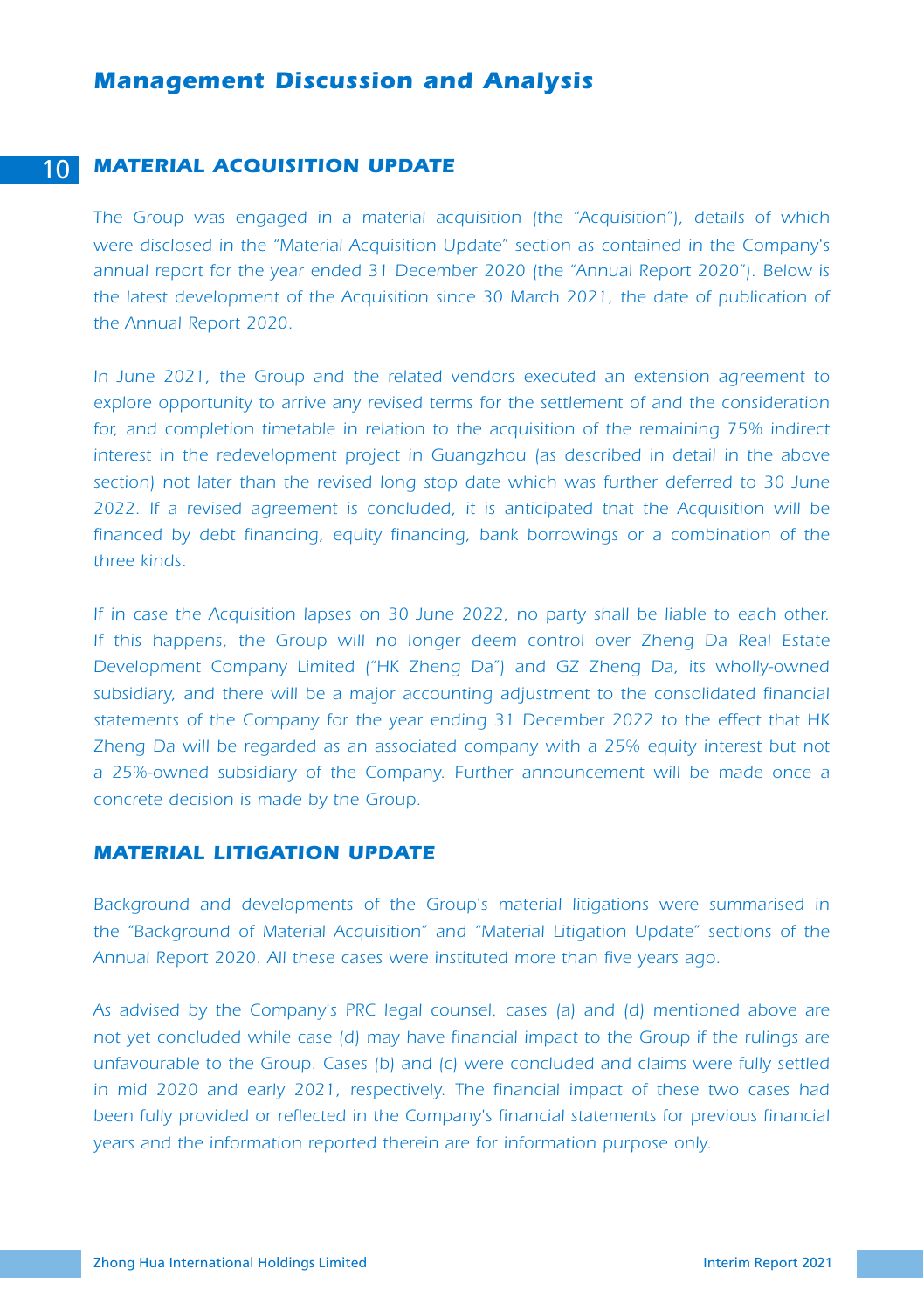# Management Discussion and Analysis

## MATERIAL ACQUISITION UPDATE

The Group was engaged in a material acquisition (the "Acquisition"), details of which were disclosed in the "Material Acquisition Update" section as contained in the Company's annual report for the year ended 31 December 2020 (the "Annual Report 2020"). Below is the latest development of the Acquisition since 30 March 2021, the date of publication of the Annual Report 2020.

In June 2021, the Group and the related vendors executed an extension agreement to explore opportunity to arrive any revised terms for the settlement of and the consideration for, and completion timetable in relation to the acquisition of the remaining 75% indirect interest in the redevelopment project in Guangzhou (as described in detail in the above section) not later than the revised long stop date which was further deferred to 30 June 2022. If a revised agreement is concluded, it is anticipated that the Acquisition will be financed by debt financing, equity financing, bank borrowings or a combination of the three kinds.

If in case the Acquisition lapses on 30 June 2022, no party shall be liable to each other. If this happens, the Group will no longer deem control over Zheng Da Real Estate Development Company Limited ("HK Zheng Da") and GZ Zheng Da, its wholly-owned subsidiary, and there will be a major accounting adjustment to the consolidated financial statements of the Company for the year ending 31 December 2022 to the effect that HK Zheng Da will be regarded as an associated company with a 25% equity interest but not a 25%-owned subsidiary of the Company. Further announcement will be made once a concrete decision is made by the Group.

## MATERIAL LITIGATION UPDATE

Background and developments of the Group's material litigations were summarised in the "Background of Material Acquisition" and "Material Litigation Update" sections of the Annual Report 2020. All these cases were instituted more than five years ago.

As advised by the Company's PRC legal counsel, cases (a) and (d) mentioned above are not yet concluded while case (d) may have financial impact to the Group if the rulings are unfavourable to the Group. Cases (b) and (c) were concluded and claims were fully settled in mid 2020 and early 2021, respectively. The financial impact of these two cases had been fully provided or reflected in the Company's financial statements for previous financial years and the information reported therein are for information purpose only.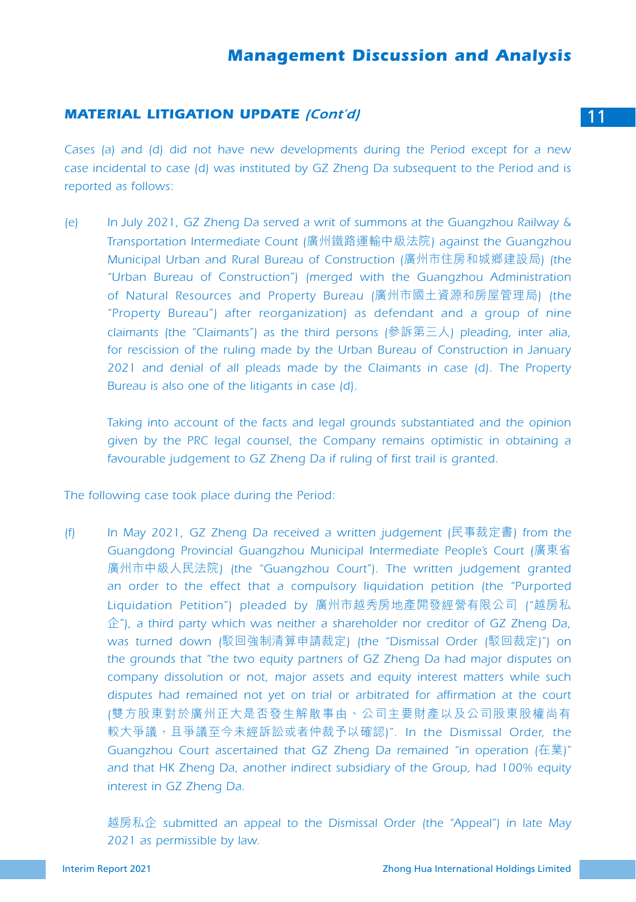## MATERIAL LITIGATION UPDATE *(Cont'd)*

*Cases (a) and (d) did not have new developments during the Period except for a new case incidental to case (d) was instituted by GZ Zheng Da subsequent to the Period and is reported as follows:*

*(e) In July 2021, GZ Zheng Da served a writ of summons at the Guangzhou Railway & Transportation Intermediate Count (廣州鐵路運輸中級法院) against the Guangzhou Municipal Urban and Rural Bureau of Construction (廣州市住房和城鄉建設局) (the "Urban Bureau of Construction") (merged with the Guangzhou Administration of Natural Resources and Property Bureau (廣州市國土資源和房屋管理局) (the "Property Bureau") after reorganization) as defendant and a group of nine claimants (the "Claimants") as the third persons (參訴第三人) pleading, inter alia, for rescission of the ruling made by the Urban Bureau of Construction in January 2021 and denial of all pleads made by the Claimants in case (d). The Property Bureau is also one of the litigants in case (d).*

*Taking into account of the facts and legal grounds substantiated and the opinion given by the PRC legal counsel, the Company remains optimistic in obtaining a favourable judgement to GZ Zheng Da if ruling of first trail is granted.*

The following case took place during the Period:

*(f) In May 2021, GZ Zheng Da received a written judgement (民事裁定書) from the Guangdong Provincial Guangzhou Municipal Intermediate People's Court (廣東省廣州市中級人民法院) (the "Guangzhou Court"). The written judgement granted an order to the effect that a compulsory liquidation petition (the "Purported Liquidation Petition") pleaded by 廣州市越秀房地產開發經營有限公司 ("越房私企"), a third party which was neither a shareholder nor creditor of GZ Zheng Da, was turned down (駁回強制清算申請裁定) (the "Dismissal Order (駁回裁定)") on the grounds that "the two equity partners of GZ Zheng Da had major disputes on company dissolution or not, major assets and equity interest matters while such disputes had remained not yet on trial or arbitrated for affirmation at the court (雙方股東對於廣州正大是否發生解散事由、公司主要財產以及公司股東股權尚有較大爭議，且爭議至今未經訴訟或者仲裁予以確認)". In the Dismissal Order, the Guangzhou Court ascertained that GZ Zheng Da remained "in operation (在業)" and that HK Zheng Da, another indirect subsidiary of the Group, had 100% equity interest in GZ Zheng Da.*

*越房私企 submitted an appeal to the Dismissal Order (the "Appeal") in late May 2021 as permissible by law.*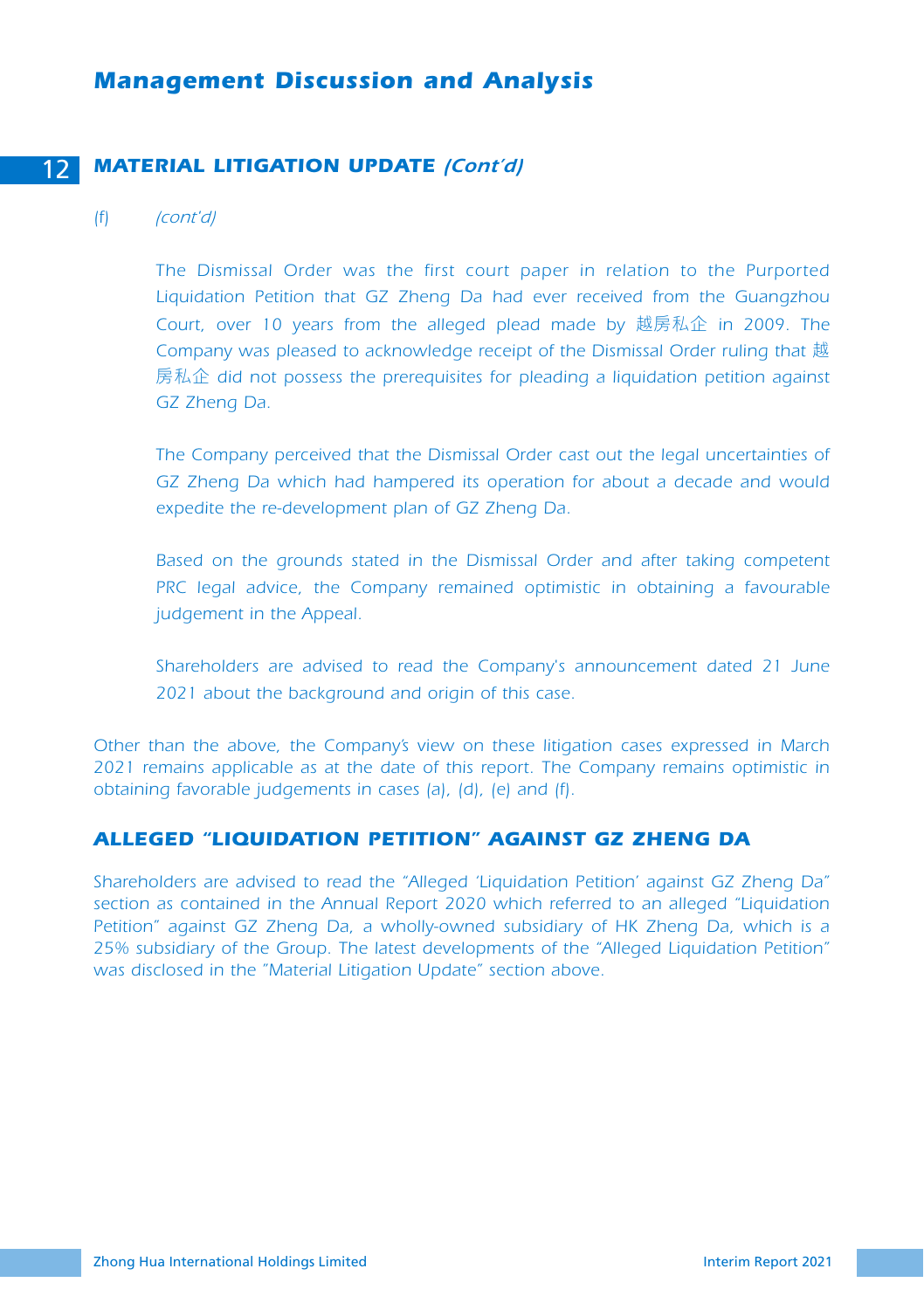## MATERIAL LITIGATION UPDATE *(Cont'd)*

(f) *(cont'd)*

The Dismissal Order was the first court paper in relation to the Purported Liquidation Petition that GZ Zheng Da had ever received from the Guangzhou Court, over 10 years from the alleged plead made by 越房私企 in 2009. The Company was pleased to acknowledge receipt of the Dismissal Order ruling that 越房私企 did not possess the prerequisites for pleading a liquidation petition against GZ Zheng Da.

The Company perceived that the Dismissal Order cast out the legal uncertainties of GZ Zheng Da which had hampered its operation for about a decade and would expedite the re-development plan of GZ Zheng Da.

Based on the grounds stated in the Dismissal Order and after taking competent PRC legal advice, the Company remained optimistic in obtaining a favourable judgement in the Appeal.

Shareholders are advised to read the Company's announcement dated 21 June 2021 about the background and origin of this case.

Other than the above, the Company's view on these litigation cases expressed in March 2021 remains applicable as at the date of this report. The Company remains optimistic in obtaining favorable judgements in cases (a), (d), (e) and (f).

## ALLEGED "LIQUIDATION PETITION" AGAINST GZ ZHENG DA

Shareholders are advised to read the "Alleged 'Liquidation Petition' against GZ Zheng Da" section as contained in the Annual Report 2020 which referred to an alleged "Liquidation Petition" against GZ Zheng Da, a wholly-owned subsidiary of HK Zheng Da, which is a 25% subsidiary of the Group. The latest developments of the "Alleged Liquidation Petition" was disclosed in the "Material Litigation Update" section above.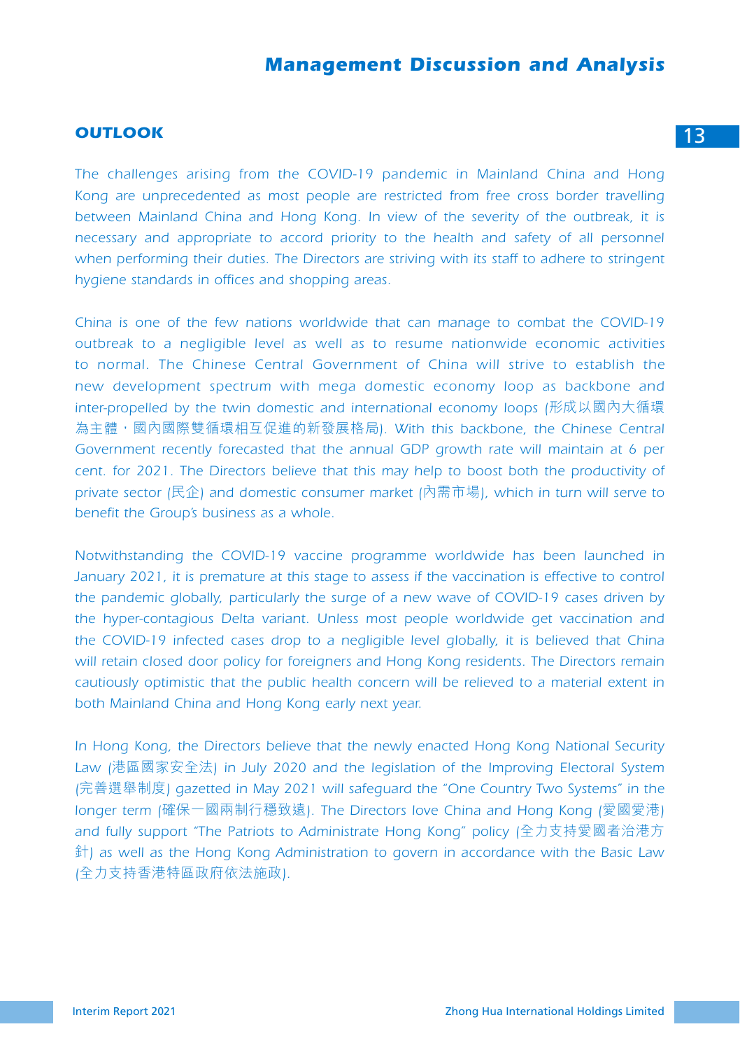## OUTLOOK

The challenges arising from the COVID-19 pandemic in Mainland China and Hong Kong are unprecedented as most people are restricted from free cross border travelling between Mainland China and Hong Kong. In view of the severity of the outbreak, it is necessary and appropriate to accord priority to the health and safety of all personnel when performing their duties. The Directors are striving with its staff to adhere to stringent hygiene standards in offices and shopping areas.

China is one of the few nations worldwide that can manage to combat the COVID-19 outbreak to a negligible level as well as to resume nationwide economic activities to normal. The Chinese Central Government of China will strive to establish the new development spectrum with mega domestic economy loop as backbone and inter-propelled by the twin domestic and international economy loops (形成以國內大循環為主體，國內國際雙循環相互促進的新發展格局). With this backbone, the Chinese Central Government recently forecasted that the annual GDP growth rate will maintain at 6 per cent. for 2021. The Directors believe that this may help to boost both the productivity of private sector (民企) and domestic consumer market (內需市場), which in turn will serve to benefit the Group's business as a whole.

Notwithstanding the COVID-19 vaccine programme worldwide has been launched in January 2021, it is premature at this stage to assess if the vaccination is effective to control the pandemic globally, particularly the surge of a new wave of COVID-19 cases driven by the hyper-contagious Delta variant. Unless most people worldwide get vaccination and the COVID-19 infected cases drop to a negligible level globally, it is believed that China will retain closed door policy for foreigners and Hong Kong residents. The Directors remain cautiously optimistic that the public health concern will be relieved to a material extent in both Mainland China and Hong Kong early next year.

In Hong Kong, the Directors believe that the newly enacted Hong Kong National Security Law (港區國家安全法) in July 2020 and the legislation of the Improving Electoral System (完善選舉制度) gazetted in May 2021 will safeguard the "One Country Two Systems" in the longer term (確保一國兩制行穩致遠). The Directors love China and Hong Kong (愛國愛港) and fully support "The Patriots to Administrate Hong Kong" policy (全力支持愛國者治港方針) as well as the Hong Kong Administration to govern in accordance with the Basic Law (全力支持香港特區政府依法施政).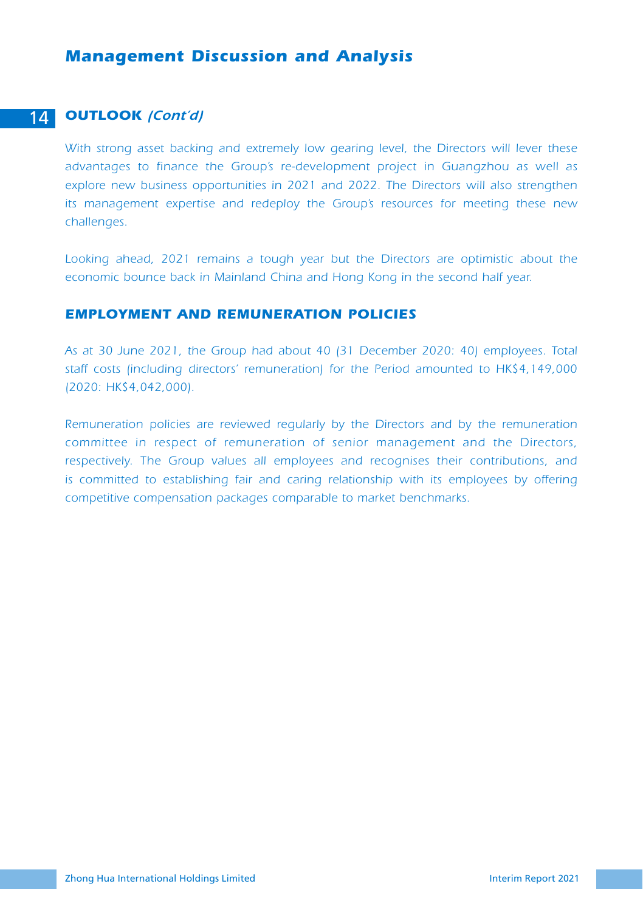## OUTLOOK *(Cont'd)*

*With strong asset backing and extremely low gearing level, the Directors will lever these advantages to finance the Group's re-development project in Guangzhou as well as explore new business opportunities in 2021 and 2022. The Directors will also strengthen its management expertise and redeploy the Group's resources for meeting these new challenges.*

*Looking ahead, 2021 remains a tough year but the Directors are optimistic about the economic bounce back in Mainland China and Hong Kong in the second half year.*

## EMPLOYMENT AND REMUNERATION POLICIES

*As at 30 June 2021, the Group had about 40 (31 December 2020: 40) employees. Total staff costs (including directors' remuneration) for the Period amounted to HK$4,149,000 (2020: HK$4,042,000).*

*Remuneration policies are reviewed regularly by the Directors and by the remuneration committee in respect of remuneration of senior management and the Directors, respectively. The Group values all employees and recognises their contributions, and is committed to establishing fair and caring relationship with its employees by offering competitive compensation packages comparable to market benchmarks.*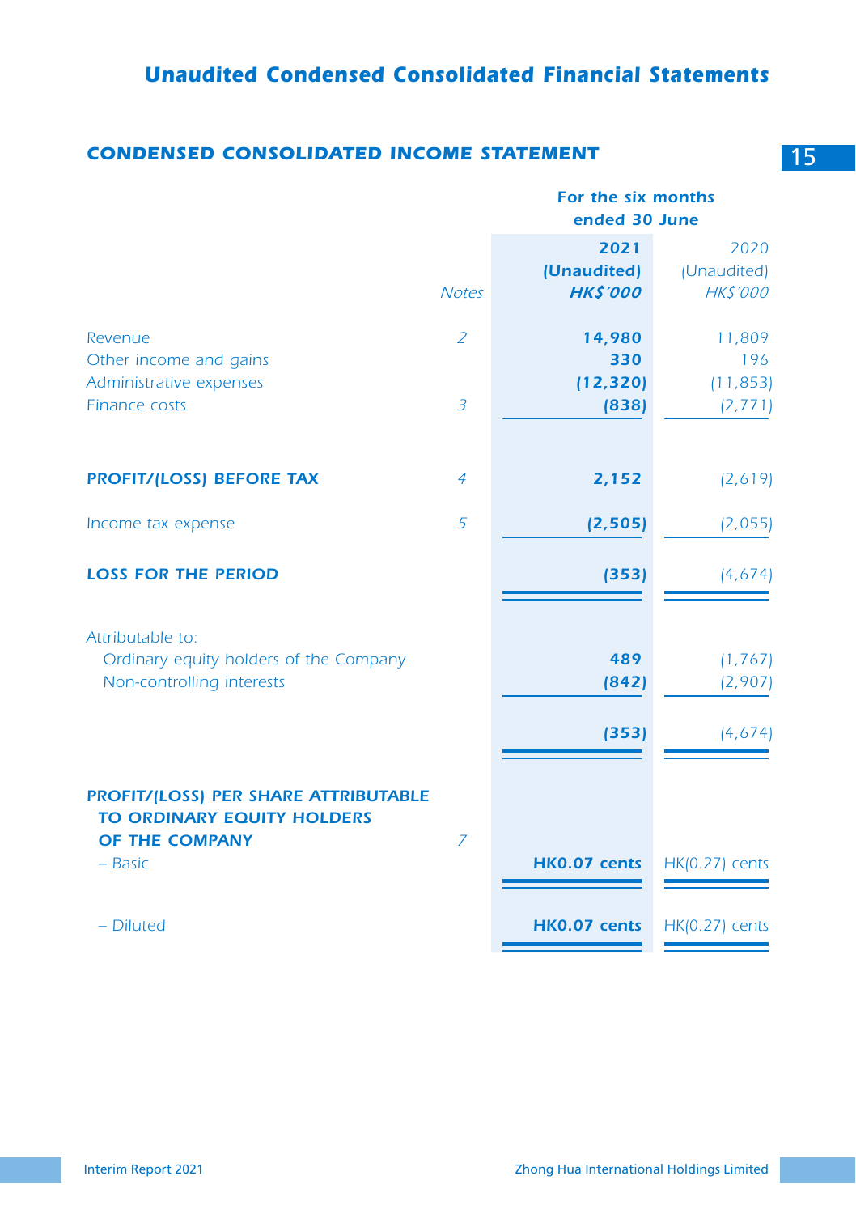# Unaudited Condensed Consolidated Financial Statements

## CONDENSED CONSOLIDATED INCOME STATEMENT

| | Notes | For the six months ended 30 June 2021 (Unaudited) HK$'000 | 2020 (Unaudited) HK$'000 |
|---|---|---|---|
| Revenue | 2 | **14,980** | 11,809 |
| Other income and gains | | **330** | 196 |
| Administrative expenses | | **(12,320)** | (11,853) |
| Finance costs | 3 | **(838)** | (2,771) |
| **PROFIT/(LOSS) BEFORE TAX** | 4 | **2,152** | (2,619) |
| Income tax expense | 5 | **(2,505)** | (2,055) |
| **LOSS FOR THE PERIOD** | | **(353)** | (4,674) |
| Attributable to: | | | |
| Ordinary equity holders of the Company | | **489** | (1,767) |
| Non-controlling interests | | **(842)** | (2,907) |
| | | **(353)** | (4,674) |
| **PROFIT/(LOSS) PER SHARE ATTRIBUTABLE TO ORDINARY EQUITY HOLDERS OF THE COMPANY** | 7 | | |
| – Basic | | **HK0.07 cents** | HK(0.27) cents |
| – Diluted | | **HK0.07 cents** | HK(0.27) cents |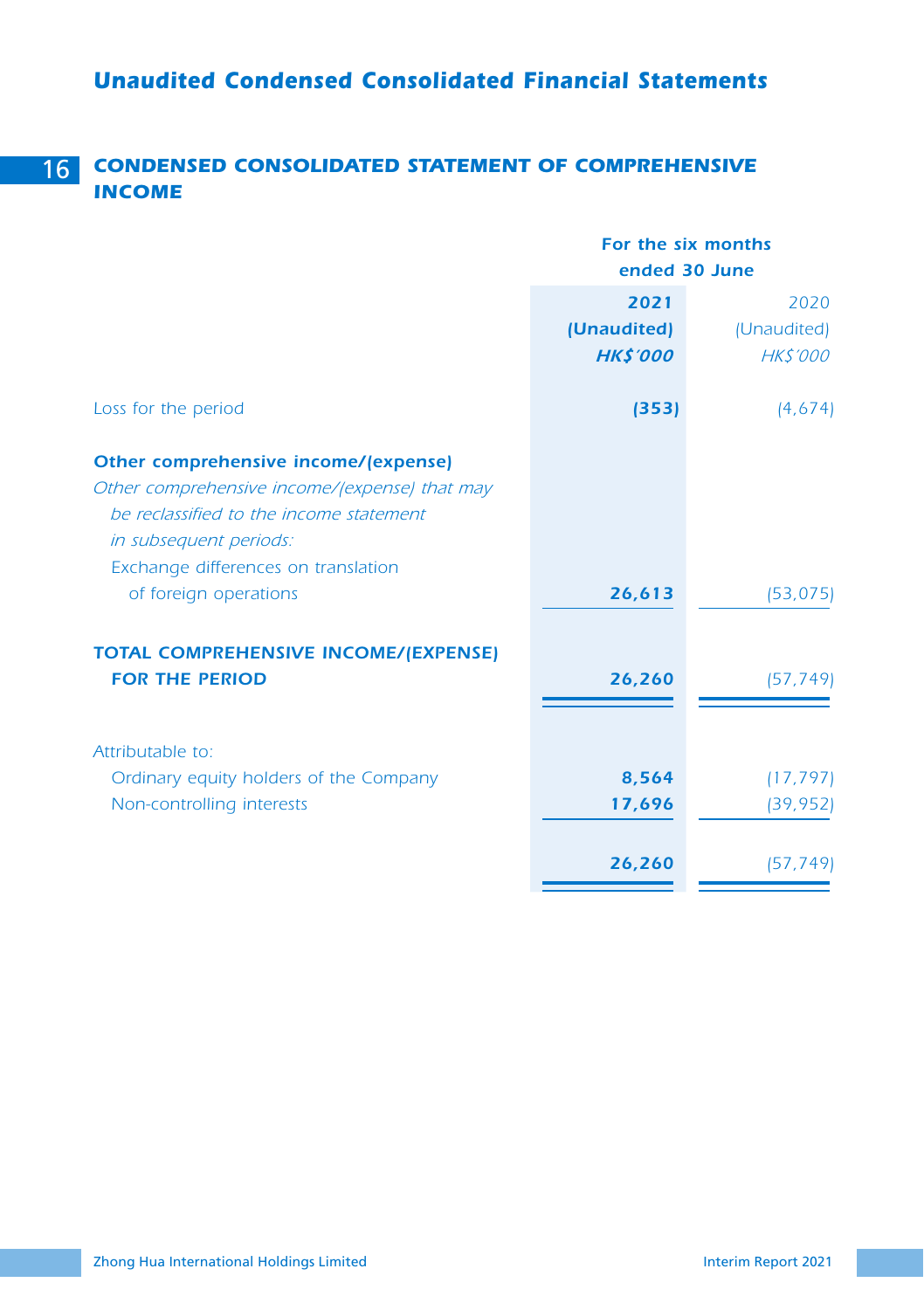# Unaudited Condensed Consolidated Financial Statements

## CONDENSED CONSOLIDATED STATEMENT OF COMPREHENSIVE INCOME

| | For the six months ended 30 June | |
|---|---|---|
| | **2021** | 2020 |
| | **(Unaudited)** | (Unaudited) |
| | ***HK$'000*** | *HK$'000* |
| Loss for the period | **(353)** | (4,674) |
| **Other comprehensive income/(expense)** | | |
| *Other comprehensive income/(expense) that may be reclassified to the income statement in subsequent periods:* | | |
| Exchange differences on translation of foreign operations | **26,613** | (53,075) |
| **TOTAL COMPREHENSIVE INCOME/(EXPENSE) FOR THE PERIOD** | **26,260** | (57,749) |
| Attributable to: | | |
| Ordinary equity holders of the Company | **8,564** | (17,797) |
| Non-controlling interests | **17,696** | (39,952) |
| | **26,260** | (57,749) |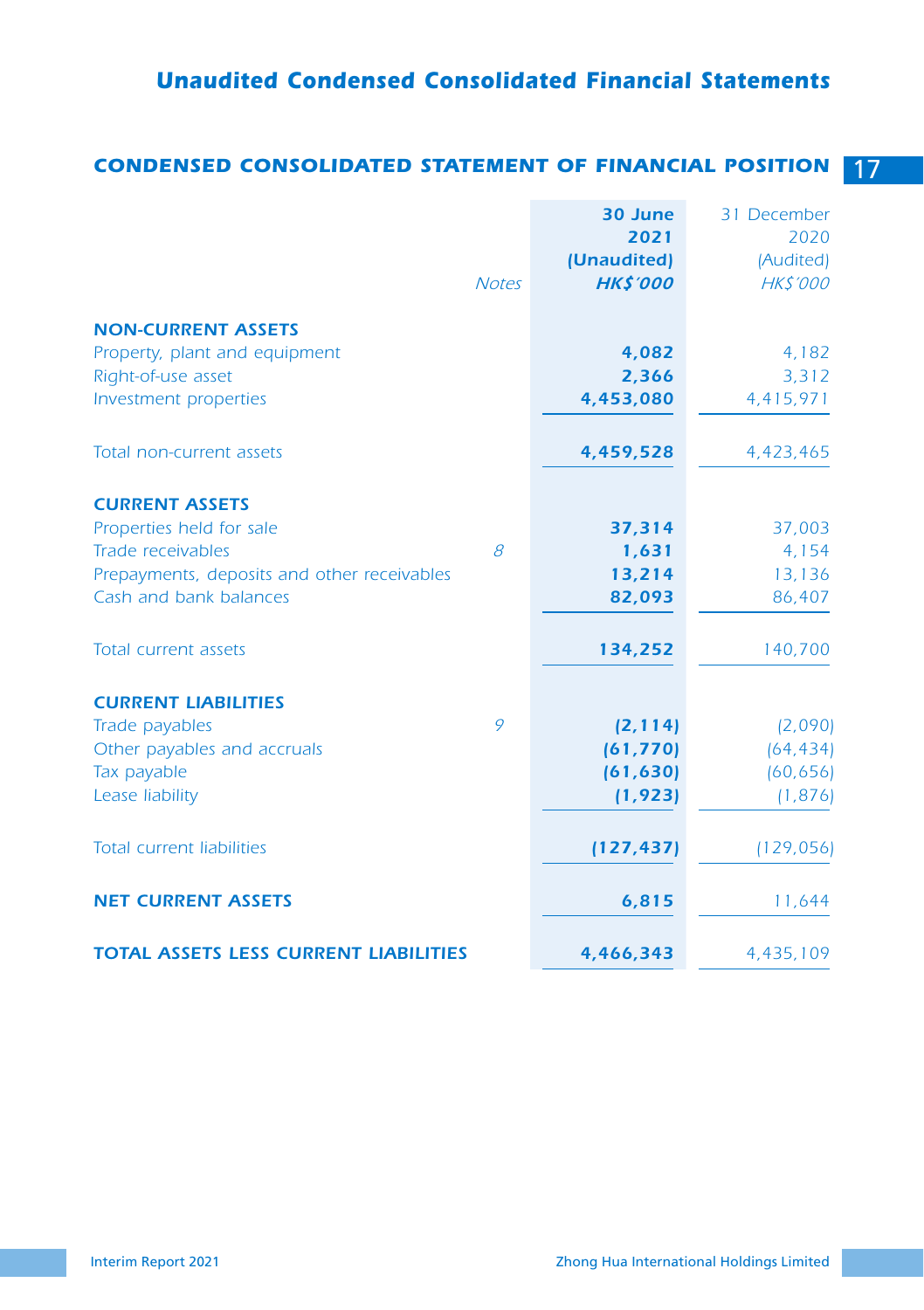## Unaudited Condensed Consolidated Financial Statements

### CONDENSED CONSOLIDATED STATEMENT OF FINANCIAL POSITION

| | Notes | 30 June 2021 (Unaudited) HK$'000 | 31 December 2020 (Audited) HK$'000 |
|---|---|---|---|
| **NON-CURRENT ASSETS** | | | |
| Property, plant and equipment | | **4,082** | 4,182 |
| Right-of-use asset | | **2,366** | 3,312 |
| Investment properties | | **4,453,080** | 4,415,971 |
| Total non-current assets | | **4,459,528** | 4,423,465 |
| **CURRENT ASSETS** | | | |
| Properties held for sale | | **37,314** | 37,003 |
| Trade receivables | 8 | **1,631** | 4,154 |
| Prepayments, deposits and other receivables | | **13,214** | 13,136 |
| Cash and bank balances | | **82,093** | 86,407 |
| Total current assets | | **134,252** | 140,700 |
| **CURRENT LIABILITIES** | | | |
| Trade payables | 9 | **(2,114)** | (2,090) |
| Other payables and accruals | | **(61,770)** | (64,434) |
| Tax payable | | **(61,630)** | (60,656) |
| Lease liability | | **(1,923)** | (1,876) |
| Total current liabilities | | **(127,437)** | (129,056) |
| **NET CURRENT ASSETS** | | **6,815** | 11,644 |
| **TOTAL ASSETS LESS CURRENT LIABILITIES** | | **4,466,343** | 4,435,109 |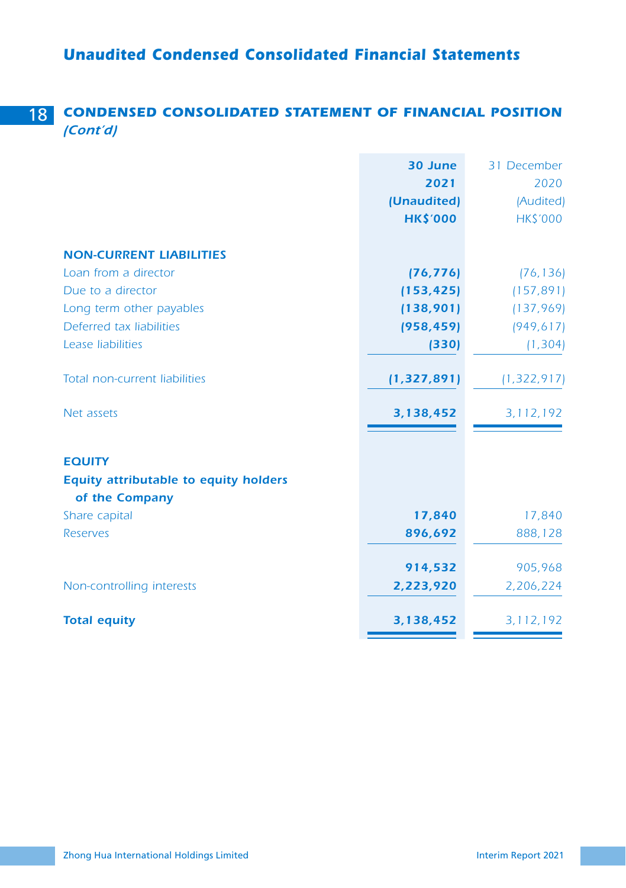## Unaudited Condensed Consolidated Financial Statements

## CONDENSED CONSOLIDATED STATEMENT OF FINANCIAL POSITION *(Cont'd)*

| | **30 June 2021 (Unaudited) HK$'000** | 31 December 2020 (Audited) HK$'000 |
|---|---|---|
| **NON-CURRENT LIABILITIES** | | |
| Loan from a director | **(76,776)** | (76,136) |
| Due to a director | **(153,425)** | (157,891) |
| Long term other payables | **(138,901)** | (137,969) |
| Deferred tax liabilities | **(958,459)** | (949,617) |
| Lease liabilities | **(330)** | (1,304) |
| Total non-current liabilities | **(1,327,891)** | (1,322,917) |
| Net assets | **3,138,452** | 3,112,192 |
| **EQUITY** | | |
| **Equity attributable to equity holders of the Company** | | |
| Share capital | **17,840** | 17,840 |
| Reserves | **896,692** | 888,128 |
| | **914,532** | 905,968 |
| Non-controlling interests | **2,223,920** | 2,206,224 |
| **Total equity** | **3,138,452** | 3,112,192 |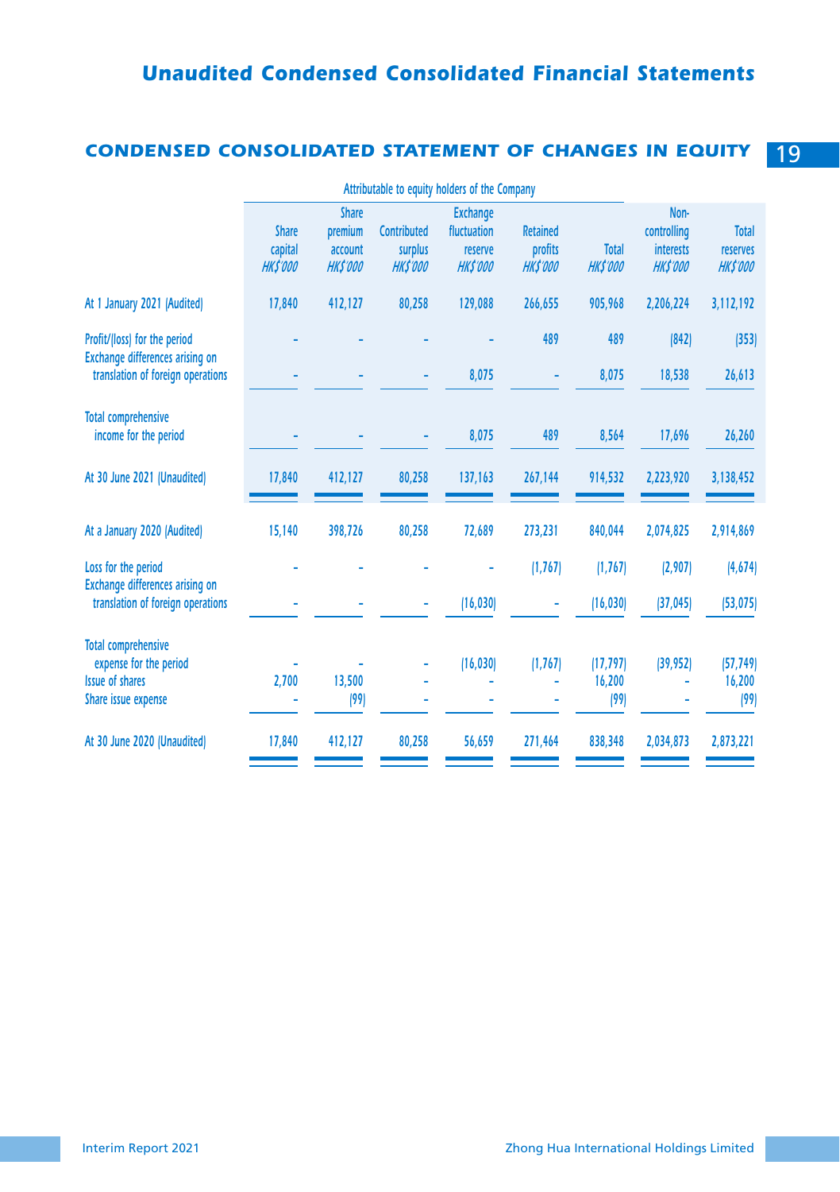## CONDENSED CONSOLIDATED STATEMENT OF CHANGES IN EQUITY

| | Attributable to equity holders of the Company | | | | | | | |
|---|---|---|---|---|---|---|---|---|
| | Share capital HK$'000 | Share premium account HK$'000 | Contributed surplus HK$'000 | Exchange fluctuation reserve HK$'000 | Retained profits HK$'000 | Total HK$'000 | Non-controlling interests HK$'000 | Total reserves HK$'000 |
| At 1 January 2021 (Audited) | 17,840 | 412,127 | 80,258 | 129,088 | 266,655 | 905,968 | 2,206,224 | 3,112,192 |
| Profit/(loss) for the period | – | – | – | – | 489 | 489 | (842) | (353) |
| Exchange differences arising on translation of foreign operations | – | – | – | 8,075 | – | 8,075 | 18,538 | 26,613 |
| Total comprehensive income for the period | – | – | – | 8,075 | 489 | 8,564 | 17,696 | 26,260 |
| At 30 June 2021 (Unaudited) | 17,840 | 412,127 | 80,258 | 137,163 | 267,144 | 914,532 | 2,223,920 | 3,138,452 |
| At a January 2020 (Audited) | 15,140 | 398,726 | 80,258 | 72,689 | 273,231 | 840,044 | 2,074,825 | 2,914,869 |
| Loss for the period | – | – | – | – | (1,767) | (1,767) | (2,907) | (4,674) |
| Exchange differences arising on translation of foreign operations | – | – | – | (16,030) | – | (16,030) | (37,045) | (53,075) |
| Total comprehensive expense for the period | – | – | – | (16,030) | (1,767) | (17,797) | (39,952) | (57,749) |
| Issue of shares | 2,700 | 13,500 | – | – | – | 16,200 | – | 16,200 |
| Share issue expense | – | (99) | – | – | – | (99) | – | (99) |
| At 30 June 2020 (Unaudited) | 17,840 | 412,127 | 80,258 | 56,659 | 271,464 | 838,348 | 2,034,873 | 2,873,221 |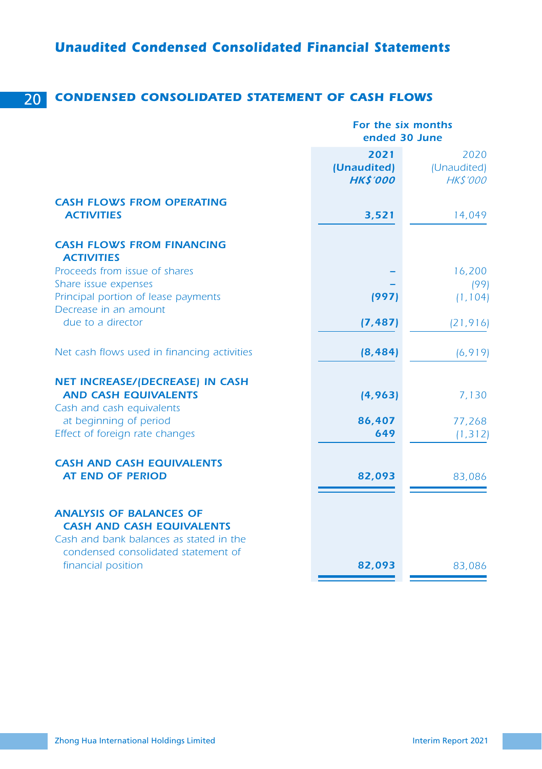## CONDENSED CONSOLIDATED STATEMENT OF CASH FLOWS

| | For the six months ended 30 June | |
|---|---|---|
| | **2021** | 2020 |
| | **(Unaudited)** | (Unaudited) |
| | ***HK$'000*** | *HK$'000* |
| **CASH FLOWS FROM OPERATING ACTIVITIES** | **3,521** | 14,049 |
| **CASH FLOWS FROM FINANCING ACTIVITIES** | | |
| Proceeds from issue of shares | **–** | 16,200 |
| Share issue expenses | **–** | (99) |
| Principal portion of lease payments | **(997)** | (1,104) |
| Decrease in an amount due to a director | **(7,487)** | (21,916) |
| Net cash flows used in financing activities | **(8,484)** | (6,919) |
| **NET INCREASE/(DECREASE) IN CASH AND CASH EQUIVALENTS** | **(4,963)** | 7,130 |
| Cash and cash equivalents at beginning of period | **86,407** | 77,268 |
| Effect of foreign rate changes | **649** | (1,312) |
| **CASH AND CASH EQUIVALENTS AT END OF PERIOD** | **82,093** | 83,086 |
| **ANALYSIS OF BALANCES OF CASH AND CASH EQUIVALENTS** | | |
| Cash and bank balances as stated in the condensed consolidated statement of financial position | **82,093** | 83,086 |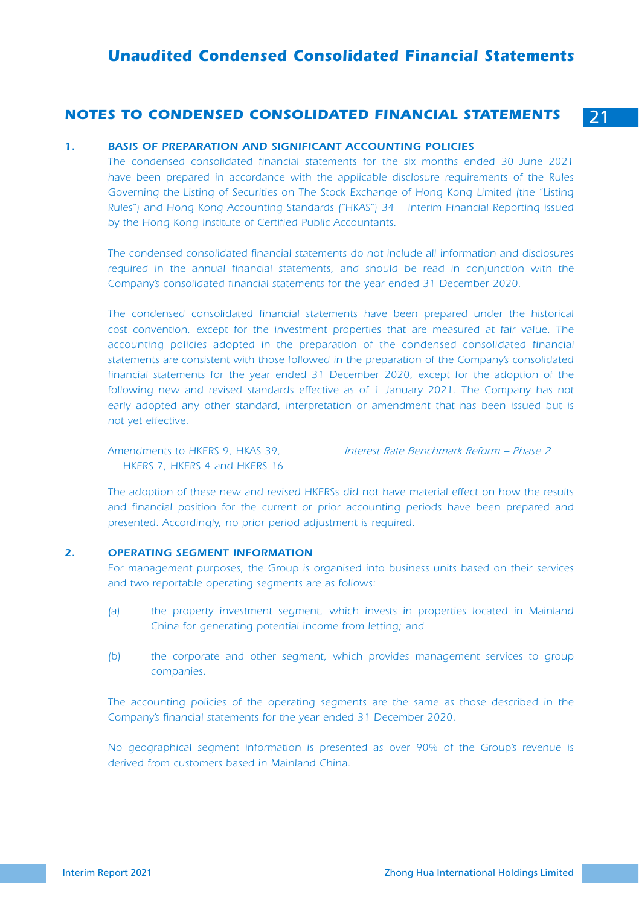# Unaudited Condensed Consolidated Financial Statements

## NOTES TO CONDENSED CONSOLIDATED FINANCIAL STATEMENTS

### 1. BASIS OF PREPARATION AND SIGNIFICANT ACCOUNTING POLICIES

The condensed consolidated financial statements for the six months ended 30 June 2021 have been prepared in accordance with the applicable disclosure requirements of the Rules Governing the Listing of Securities on The Stock Exchange of Hong Kong Limited (the "Listing Rules") and Hong Kong Accounting Standards ("HKAS") 34 – Interim Financial Reporting issued by the Hong Kong Institute of Certified Public Accountants.

The condensed consolidated financial statements do not include all information and disclosures required in the annual financial statements, and should be read in conjunction with the Company's consolidated financial statements for the year ended 31 December 2020.

The condensed consolidated financial statements have been prepared under the historical cost convention, except for the investment properties that are measured at fair value. The accounting policies adopted in the preparation of the condensed consolidated financial statements are consistent with those followed in the preparation of the Company's consolidated financial statements for the year ended 31 December 2020, except for the adoption of the following new and revised standards effective as of 1 January 2021. The Company has not early adopted any other standard, interpretation or amendment that has been issued but is not yet effective.

| | |
|---|---|
| Amendments to HKFRS 9, HKAS 39, HKFRS 7, HKFRS 4 and HKFRS 16 | *Interest Rate Benchmark Reform – Phase 2* |

The adoption of these new and revised HKFRSs did not have material effect on how the results and financial position for the current or prior accounting periods have been prepared and presented. Accordingly, no prior period adjustment is required.

### 2. OPERATING SEGMENT INFORMATION

For management purposes, the Group is organised into business units based on their services and two reportable operating segments are as follows:

(a) the property investment segment, which invests in properties located in Mainland China for generating potential income from letting; and

(b) the corporate and other segment, which provides management services to group companies.

The accounting policies of the operating segments are the same as those described in the Company's financial statements for the year ended 31 December 2020.

No geographical segment information is presented as over 90% of the Group's revenue is derived from customers based in Mainland China.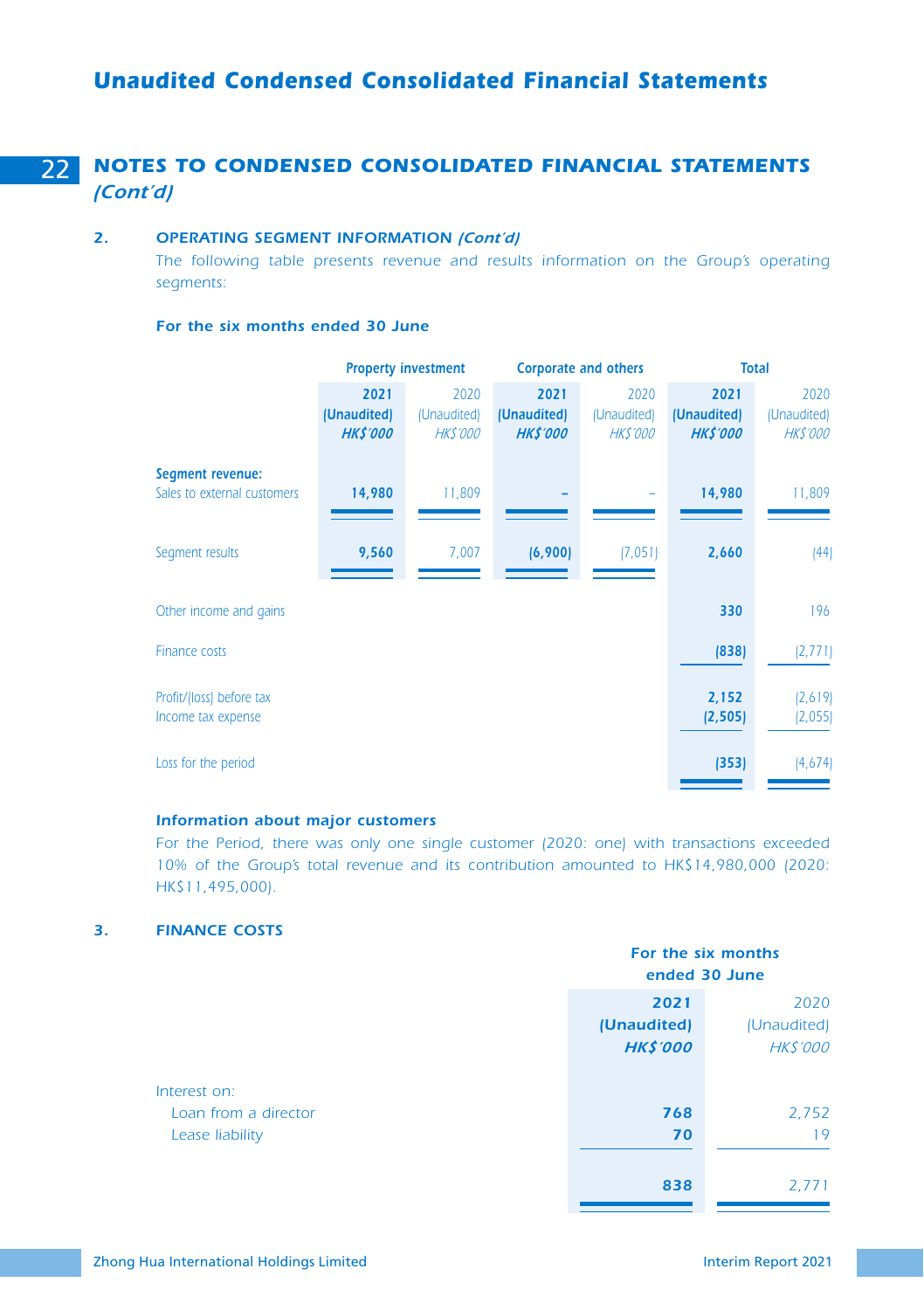## NOTES TO CONDENSED CONSOLIDATED FINANCIAL STATEMENTS *(Cont'd)*

### 2. OPERATING SEGMENT INFORMATION *(Cont'd)*

The following table presents revenue and results information on the Group's operating segments:

**For the six months ended 30 June**

| | Property investment | | Corporate and others | | Total | |
|---|---|---|---|---|---|---|
| | **2021 (Unaudited) *HK$'000*** | 2020 (Unaudited) *HK$'000* | **2021 (Unaudited) *HK$'000*** | 2020 (Unaudited) *HK$'000* | **2021 (Unaudited) *HK$'000*** | 2020 (Unaudited) *HK$'000* |
| **Segment revenue:** | | | | | | |
| Sales to external customers | **14,980** | 11,809 | **–** | – | **14,980** | 11,809 |
| Segment results | **9,560** | 7,007 | **(6,900)** | (7,051) | **2,660** | (44) |
| Other income and gains | | | | | **330** | 196 |
| Finance costs | | | | | **(838)** | (2,771) |
| Profit/(loss) before tax | | | | | **2,152** | (2,619) |
| Income tax expense | | | | | **(2,505)** | (2,055) |
| Loss for the period | | | | | **(353)** | (4,674) |

**Information about major customers**

For the Period, there was only one single customer (2020: one) with transactions exceeded 10% of the Group's total revenue and its contribution amounted to HK$14,980,000 (2020: HK$11,495,000).

### 3. FINANCE COSTS

| | For the six months ended 30 June | |
|---|---|---|
| | **2021 (Unaudited) *HK$'000*** | 2020 (Unaudited) *HK$'000* |
| Interest on: | | |
| Loan from a director | **768** | 2,752 |
| Lease liability | **70** | 19 |
| | **838** | 2,771 |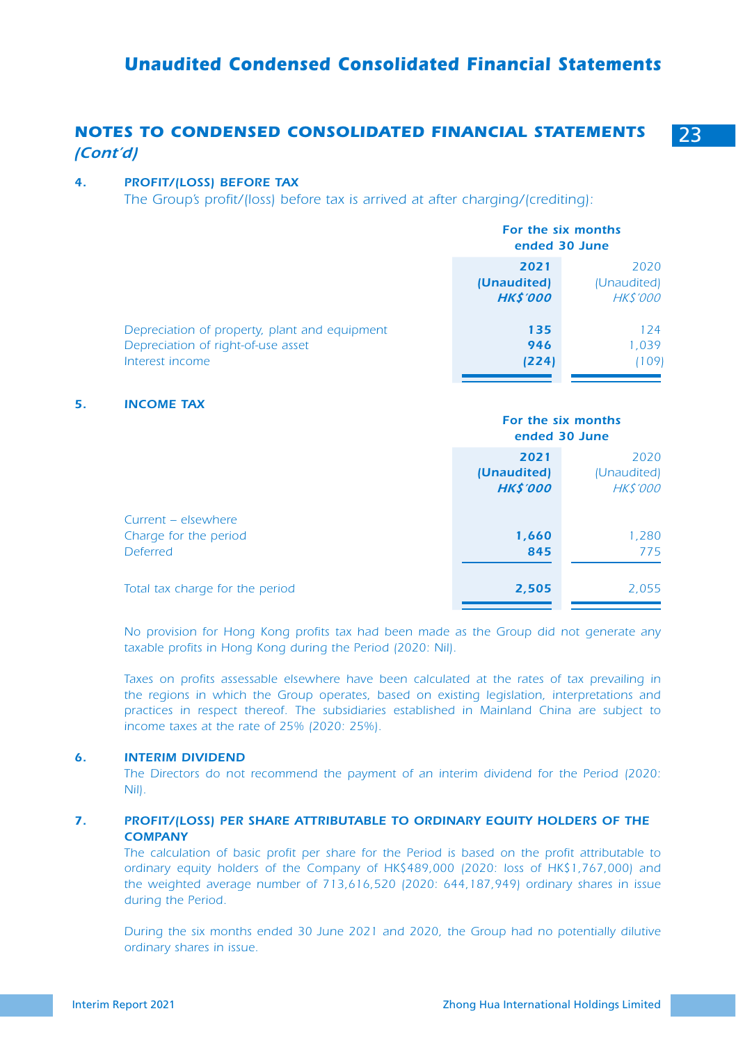## NOTES TO CONDENSED CONSOLIDATED FINANCIAL STATEMENTS *(Cont'd)*

### 4. PROFIT/(LOSS) BEFORE TAX

*The Group's profit/(loss) before tax is arrived at after charging/(crediting):*

| | For the six months ended 30 June | |
|---|---|---|
| | **2021 (Unaudited) *HK$'000*** | 2020 (Unaudited) *HK$'000* |
| Depreciation of property, plant and equipment | **135** | 124 |
| Depreciation of right-of-use asset | **946** | 1,039 |
| Interest income | **(224)** | (109) |

### 5. INCOME TAX

| | For the six months ended 30 June | |
|---|---|---|
| | **2021 (Unaudited) *HK$'000*** | 2020 (Unaudited) *HK$'000* |
| Current – elsewhere | | |
| Charge for the period | **1,660** | 1,280 |
| Deferred | **845** | 775 |
| Total tax charge for the period | **2,505** | 2,055 |

*No provision for Hong Kong profits tax had been made as the Group did not generate any taxable profits in Hong Kong during the Period (2020: Nil).*

*Taxes on profits assessable elsewhere have been calculated at the rates of tax prevailing in the regions in which the Group operates, based on existing legislation, interpretations and practices in respect thereof. The subsidiaries established in Mainland China are subject to income taxes at the rate of 25% (2020: 25%).*

### 6. INTERIM DIVIDEND

*The Directors do not recommend the payment of an interim dividend for the Period (2020: Nil).*

### 7. PROFIT/(LOSS) PER SHARE ATTRIBUTABLE TO ORDINARY EQUITY HOLDERS OF THE COMPANY

*The calculation of basic profit per share for the Period is based on the profit attributable to ordinary equity holders of the Company of HK$489,000 (2020: loss of HK$1,767,000) and the weighted average number of 713,616,520 (2020: 644,187,949) ordinary shares in issue during the Period.*

*During the six months ended 30 June 2021 and 2020, the Group had no potentially dilutive ordinary shares in issue.*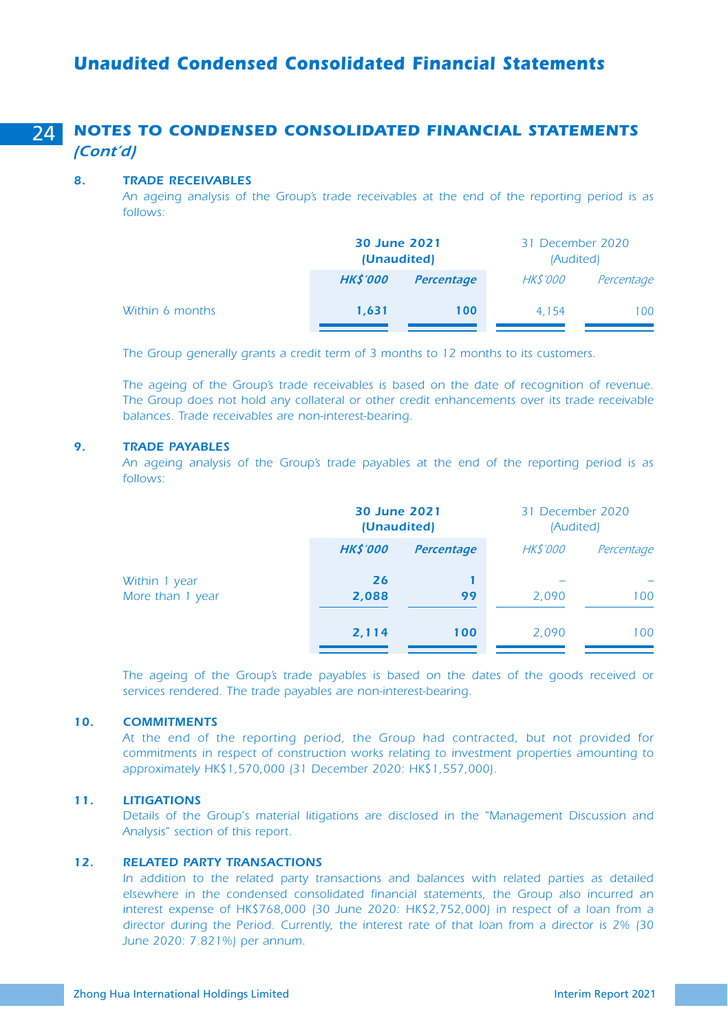## NOTES TO CONDENSED CONSOLIDATED FINANCIAL STATEMENTS *(Cont'd)*

### 8. TRADE RECEIVABLES

An ageing analysis of the Group's trade receivables at the end of the reporting period is as follows:

| | **30 June 2021 (Unaudited)** | | 31 December 2020 (Audited) | |
|---|---|---|---|---|
| | ***HK$'000*** | ***Percentage*** | *HK$'000* | *Percentage* |
| Within 6 months | **1,631** | **100** | 4,154 | 100 |

The Group generally grants a credit term of 3 months to 12 months to its customers.

The ageing of the Group's trade receivables is based on the date of recognition of revenue. The Group does not hold any collateral or other credit enhancements over its trade receivable balances. Trade receivables are non-interest-bearing.

### 9. TRADE PAYABLES

An ageing analysis of the Group's trade payables at the end of the reporting period is as follows:

| | **30 June 2021 (Unaudited)** | | 31 December 2020 (Audited) | |
|---|---|---|---|---|
| | ***HK$'000*** | ***Percentage*** | *HK$'000* | *Percentage* |
| Within 1 year | **26** | **1** | – | – |
| More than 1 year | **2,088** | **99** | 2,090 | 100 |
| | **2,114** | **100** | 2,090 | 100 |

The ageing of the Group's trade payables is based on the dates of the goods received or services rendered. The trade payables are non-interest-bearing.

### 10. COMMITMENTS

At the end of the reporting period, the Group had contracted, but not provided for commitments in respect of construction works relating to investment properties amounting to approximately HK$1,570,000 (31 December 2020: HK$1,557,000).

### 11. LITIGATIONS

Details of the Group's material litigations are disclosed in the "Management Discussion and Analysis" section of this report.

### 12. RELATED PARTY TRANSACTIONS

In addition to the related party transactions and balances with related parties as detailed elsewhere in the condensed consolidated financial statements, the Group also incurred an interest expense of HK$768,000 (30 June 2020: HK$2,752,000) in respect of a loan from a director during the Period. Currently, the interest rate of that loan from a director is 2% (30 June 2020: 7.821%) per annum.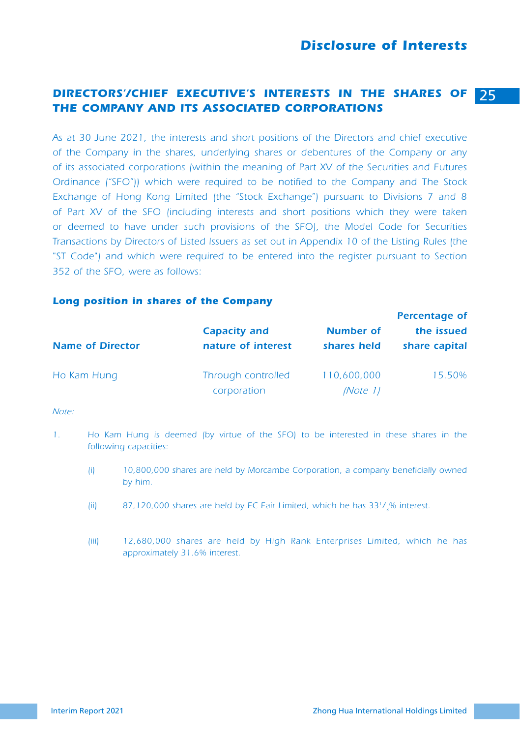## DIRECTORS'/CHIEF EXECUTIVE'S INTERESTS IN THE SHARES OF THE COMPANY AND ITS ASSOCIATED CORPORATIONS

*As at 30 June 2021, the interests and short positions of the Directors and chief executive of the Company in the shares, underlying shares or debentures of the Company or any of its associated corporations (within the meaning of Part XV of the Securities and Futures Ordinance ("SFO")) which were required to be notified to the Company and The Stock Exchange of Hong Kong Limited (the "Stock Exchange") pursuant to Divisions 7 and 8 of Part XV of the SFO (including interests and short positions which they were taken or deemed to have under such provisions of the SFO), the Model Code for Securities Transactions by Directors of Listed Issuers as set out in Appendix 10 of the Listing Rules (the "ST Code") and which were required to be entered into the register pursuant to Section 352 of the SFO, were as follows:*

### Long position in shares of the Company

| Name of Director | Capacity and nature of interest | Number of shares held | Percentage of the issued share capital |
|---|---|---|---|
| Ho Kam Hung | Through controlled corporation | 110,600,000 *(Note 1)* | 15.50% |

*Note:*

1. *Ho Kam Hung is deemed (by virtue of the SFO) to be interested in these shares in the following capacities:*

   *(i) 10,800,000 shares are held by Morcambe Corporation, a company beneficially owned by him.*

   *(ii) 87,120,000 shares are held by EC Fair Limited, which he has $33^1/_3$% interest.*

   *(iii) 12,680,000 shares are held by High Rank Enterprises Limited, which he has approximately 31.6% interest.*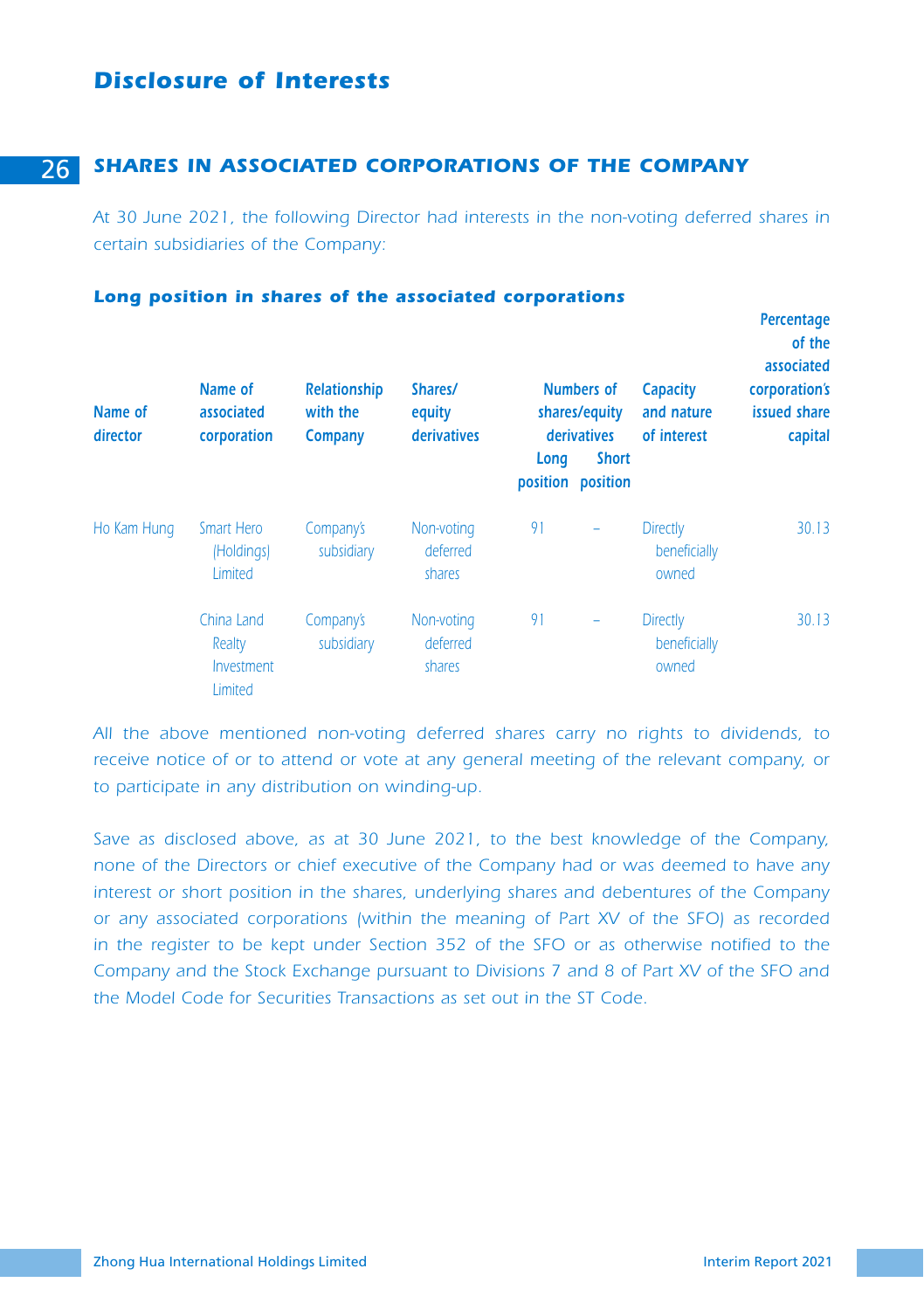## Disclosure of Interests

### SHARES IN ASSOCIATED CORPORATIONS OF THE COMPANY

*At 30 June 2021, the following Director had interests in the non-voting deferred shares in certain subsidiaries of the Company:*

**Long position in shares of the associated corporations**

| Name of director | Name of associated corporation | Relationship with the Company | Shares/ equity derivatives | Numbers of shares/equity derivatives | | Capacity and nature of interest | Percentage of the associated corporation's issued share capital |
|---|---|---|---|---|---|---|---|
| | | | | Long position | Short position | | |
| Ho Kam Hung | Smart Hero (Holdings) Limited | Company's subsidiary | Non-voting deferred shares | 91 | – | Directly beneficially owned | 30.13 |
| | China Land Realty Investment Limited | Company's subsidiary | Non-voting deferred shares | 91 | – | Directly beneficially owned | 30.13 |

*All the above mentioned non-voting deferred shares carry no rights to dividends, to receive notice of or to attend or vote at any general meeting of the relevant company, or to participate in any distribution on winding-up.*

*Save as disclosed above, as at 30 June 2021, to the best knowledge of the Company, none of the Directors or chief executive of the Company had or was deemed to have any interest or short position in the shares, underlying shares and debentures of the Company or any associated corporations (within the meaning of Part XV of the SFO) as recorded in the register to be kept under Section 352 of the SFO or as otherwise notified to the Company and the Stock Exchange pursuant to Divisions 7 and 8 of Part XV of the SFO and the Model Code for Securities Transactions as set out in the ST Code.*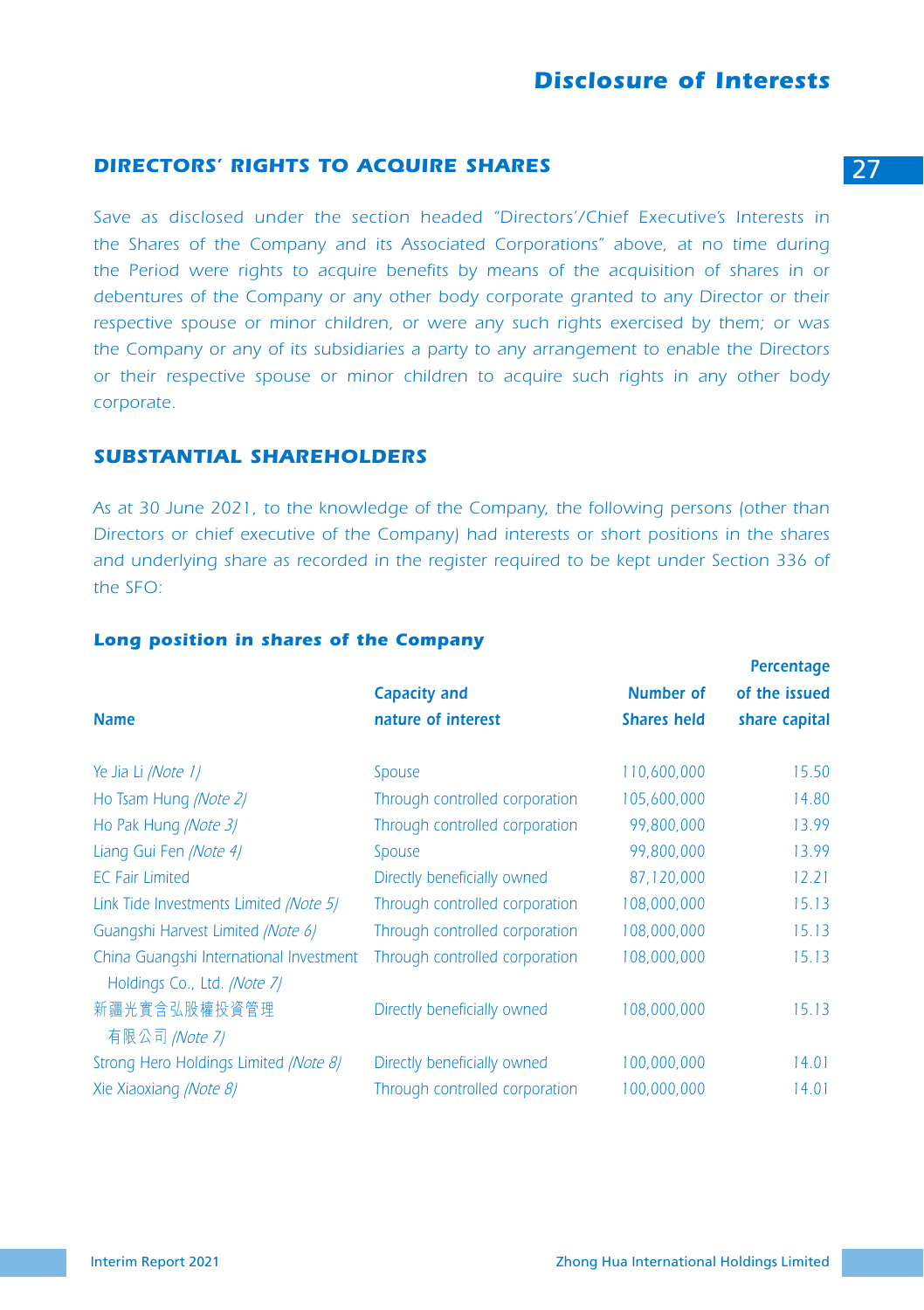# Disclosure of Interests

## DIRECTORS' RIGHTS TO ACQUIRE SHARES

*Save as disclosed under the section headed "Directors'/Chief Executive's Interests in the Shares of the Company and its Associated Corporations" above, at no time during the Period were rights to acquire benefits by means of the acquisition of shares in or debentures of the Company or any other body corporate granted to any Director or their respective spouse or minor children, or were any such rights exercised by them; or was the Company or any of its subsidiaries a party to any arrangement to enable the Directors or their respective spouse or minor children to acquire such rights in any other body corporate.*

## SUBSTANTIAL SHAREHOLDERS

*As at 30 June 2021, to the knowledge of the Company, the following persons (other than Directors or chief executive of the Company) had interests or short positions in the shares and underlying share as recorded in the register required to be kept under Section 336 of the SFO:*

### Long position in shares of the Company

| Name | Capacity and nature of interest | Number of Shares held | Percentage of the issued share capital |
|---|---|---|---|
| Ye Jia Li *(Note 1)* | Spouse | 110,600,000 | 15.50 |
| Ho Tsam Hung *(Note 2)* | Through controlled corporation | 105,600,000 | 14.80 |
| Ho Pak Hung *(Note 3)* | Through controlled corporation | 99,800,000 | 13.99 |
| Liang Gui Fen *(Note 4)* | Spouse | 99,800,000 | 13.99 |
| EC Fair Limited | Directly beneficially owned | 87,120,000 | 12.21 |
| Link Tide Investments Limited *(Note 5)* | Through controlled corporation | 108,000,000 | 15.13 |
| Guangshi Harvest Limited *(Note 6)* | Through controlled corporation | 108,000,000 | 15.13 |
| China Guangshi International Investment Holdings Co., Ltd. *(Note 7)* | Through controlled corporation | 108,000,000 | 15.13 |
| 新疆光實合弘股權投資管理有限公司 *(Note 7)* | Directly beneficially owned | 108,000,000 | 15.13 |
| Strong Hero Holdings Limited *(Note 8)* | Directly beneficially owned | 100,000,000 | 14.01 |
| Xie Xiaoxiang *(Note 8)* | Through controlled corporation | 100,000,000 | 14.01 |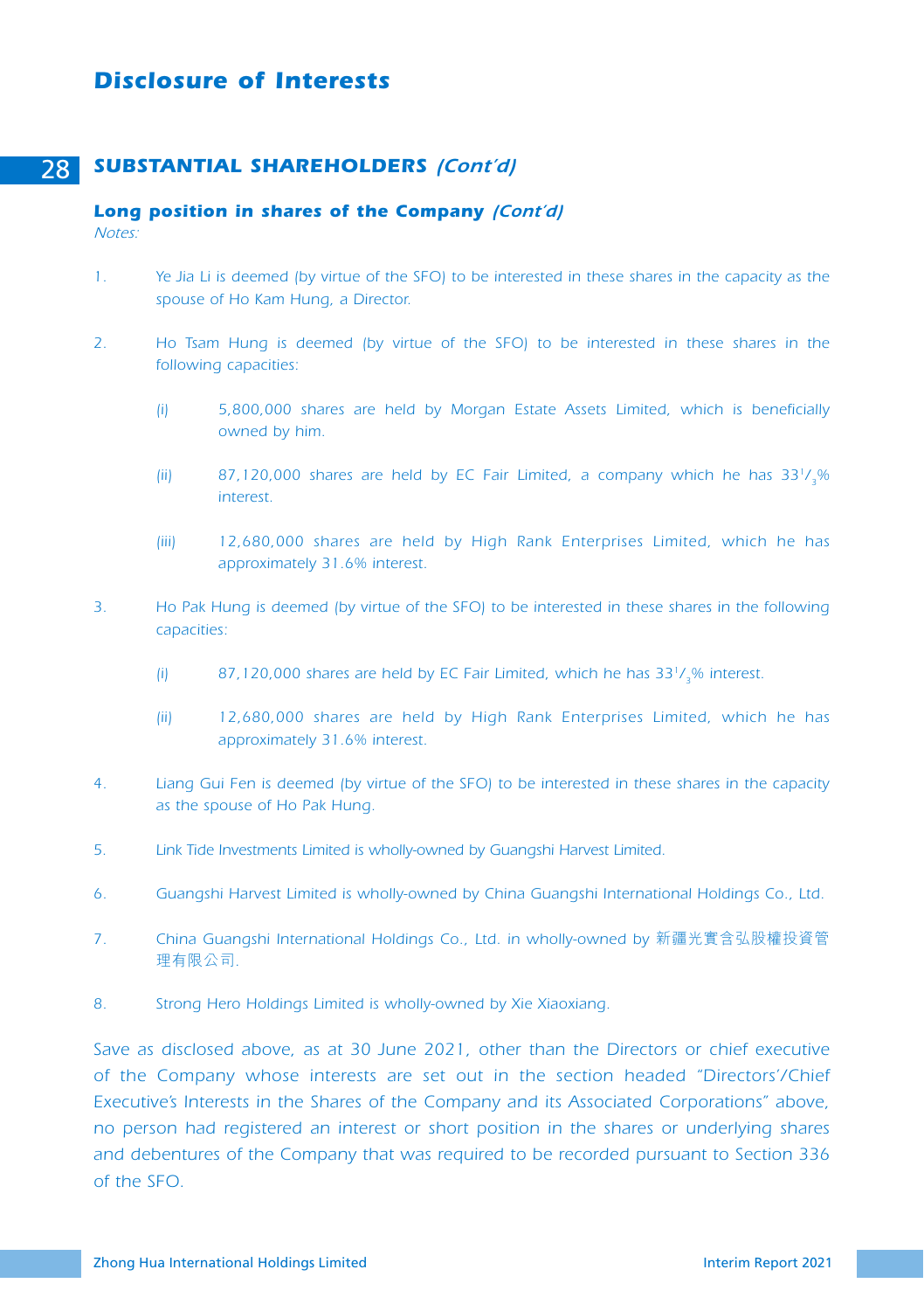# Disclosure of Interests

## SUBSTANTIAL SHAREHOLDERS *(Cont'd)*

### Long position in shares of the Company *(Cont'd)*

*Notes:*

1. Ye Jia Li is deemed (by virtue of the SFO) to be interested in these shares in the capacity as the spouse of Ho Kam Hung, a Director.

2. Ho Tsam Hung is deemed (by virtue of the SFO) to be interested in these shares in the following capacities:

   (i) 5,800,000 shares are held by Morgan Estate Assets Limited, which is beneficially owned by him.

   (ii) 87,120,000 shares are held by EC Fair Limited, a company which he has $33^1/_3$% interest.

   (iii) 12,680,000 shares are held by High Rank Enterprises Limited, which he has approximately 31.6% interest.

3. Ho Pak Hung is deemed (by virtue of the SFO) to be interested in these shares in the following capacities:

   (i) 87,120,000 shares are held by EC Fair Limited, which he has $33^1/_3$% interest.

   (ii) 12,680,000 shares are held by High Rank Enterprises Limited, which he has approximately 31.6% interest.

4. Liang Gui Fen is deemed (by virtue of the SFO) to be interested in these shares in the capacity as the spouse of Ho Pak Hung.

5. Link Tide Investments Limited is wholly-owned by Guangshi Harvest Limited.

6. Guangshi Harvest Limited is wholly-owned by China Guangshi International Holdings Co., Ltd.

7. China Guangshi International Holdings Co., Ltd. in wholly-owned by 新疆光實含弘股權投資管理有限公司.

8. Strong Hero Holdings Limited is wholly-owned by Xie Xiaoxiang.

Save as disclosed above, as at 30 June 2021, other than the Directors or chief executive of the Company whose interests are set out in the section headed "Directors'/Chief Executive's Interests in the Shares of the Company and its Associated Corporations" above, no person had registered an interest or short position in the shares or underlying shares and debentures of the Company that was required to be recorded pursuant to Section 336 of the SFO.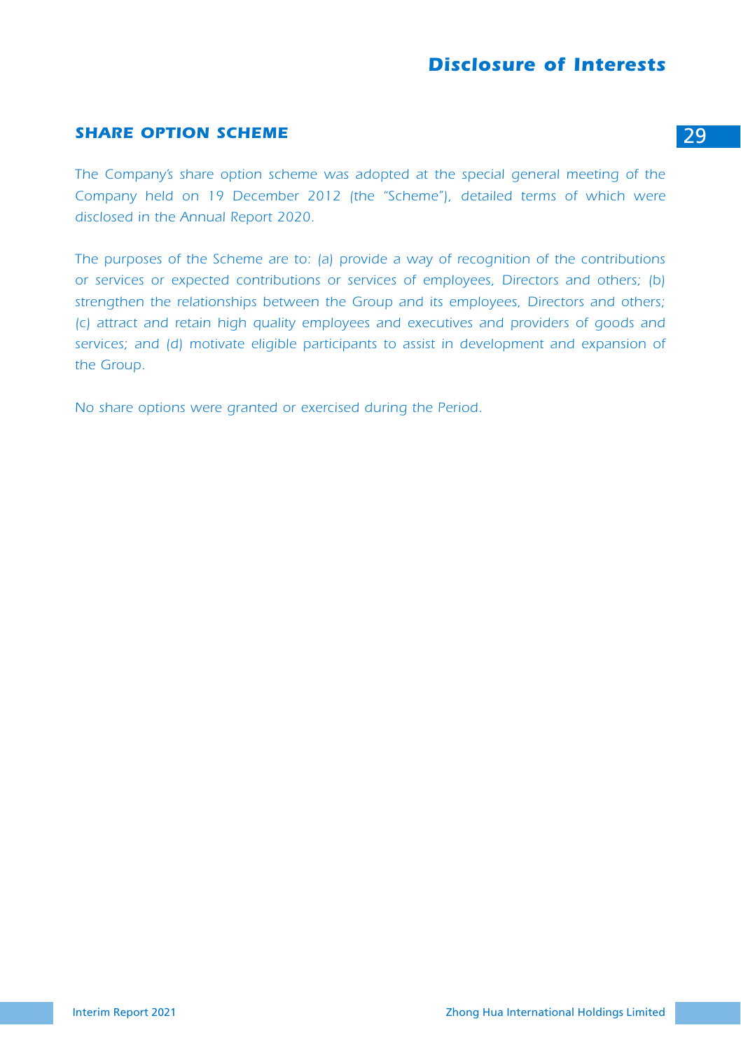## SHARE OPTION SCHEME

*The Company's share option scheme was adopted at the special general meeting of the Company held on 19 December 2012 (the "Scheme"), detailed terms of which were disclosed in the Annual Report 2020.*

*The purposes of the Scheme are to: (a) provide a way of recognition of the contributions or services or expected contributions or services of employees, Directors and others; (b) strengthen the relationships between the Group and its employees, Directors and others; (c) attract and retain high quality employees and executives and providers of goods and services; and (d) motivate eligible participants to assist in development and expansion of the Group.*

*No share options were granted or exercised during the Period.*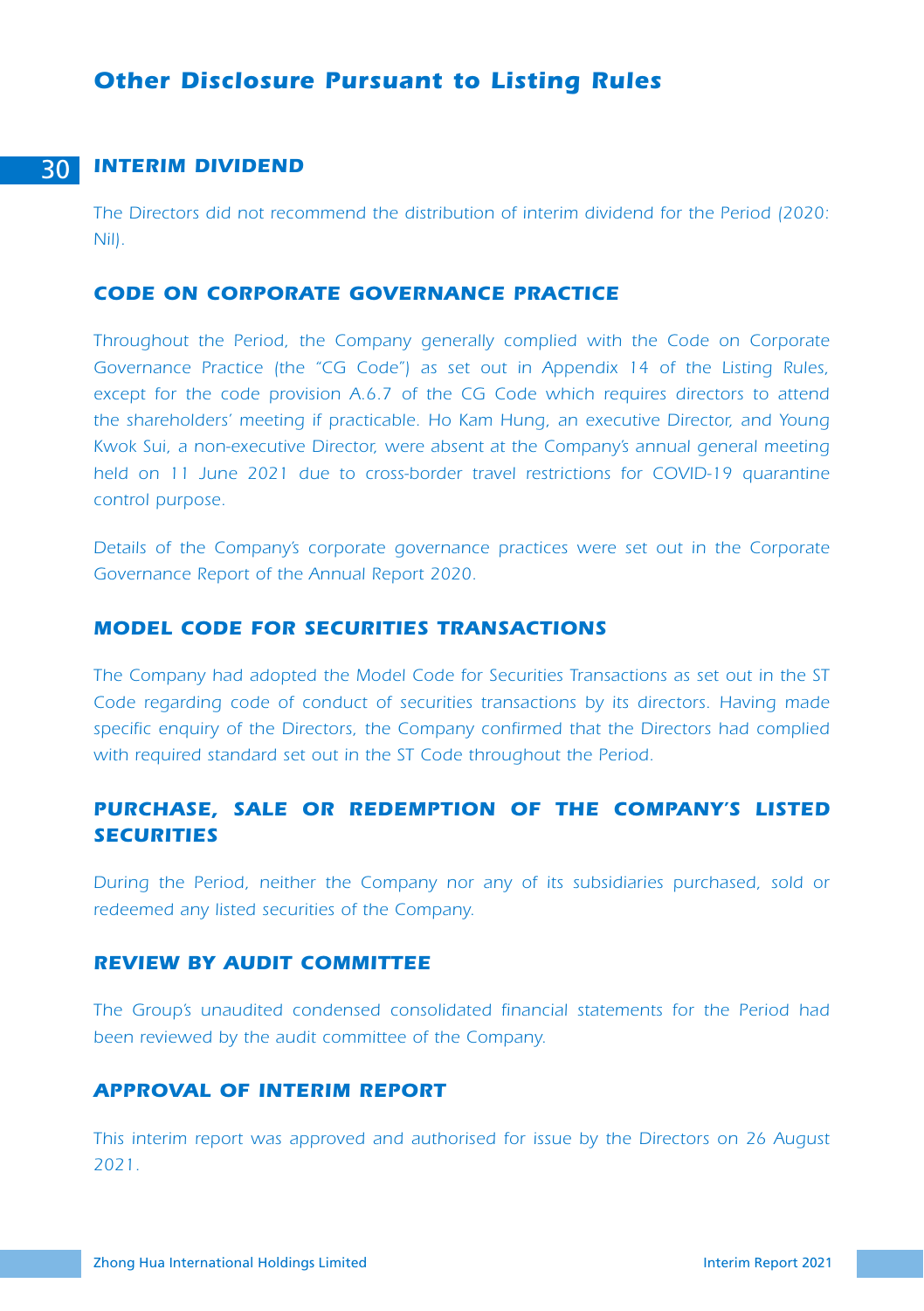# Other Disclosure Pursuant to Listing Rules

## INTERIM DIVIDEND

The Directors did not recommend the distribution of interim dividend for the Period (2020: Nil).

## CODE ON CORPORATE GOVERNANCE PRACTICE

Throughout the Period, the Company generally complied with the Code on Corporate Governance Practice (the "CG Code") as set out in Appendix 14 of the Listing Rules, except for the code provision A.6.7 of the CG Code which requires directors to attend the shareholders' meeting if practicable. Ho Kam Hung, an executive Director, and Young Kwok Sui, a non-executive Director, were absent at the Company's annual general meeting held on 11 June 2021 due to cross-border travel restrictions for COVID-19 quarantine control purpose.

Details of the Company's corporate governance practices were set out in the Corporate Governance Report of the Annual Report 2020.

## MODEL CODE FOR SECURITIES TRANSACTIONS

The Company had adopted the Model Code for Securities Transactions as set out in the ST Code regarding code of conduct of securities transactions by its directors. Having made specific enquiry of the Directors, the Company confirmed that the Directors had complied with required standard set out in the ST Code throughout the Period.

## PURCHASE, SALE OR REDEMPTION OF THE COMPANY'S LISTED SECURITIES

During the Period, neither the Company nor any of its subsidiaries purchased, sold or redeemed any listed securities of the Company.

## REVIEW BY AUDIT COMMITTEE

The Group's unaudited condensed consolidated financial statements for the Period had been reviewed by the audit committee of the Company.

## APPROVAL OF INTERIM REPORT

This interim report was approved and authorised for issue by the Directors on 26 August 2021.